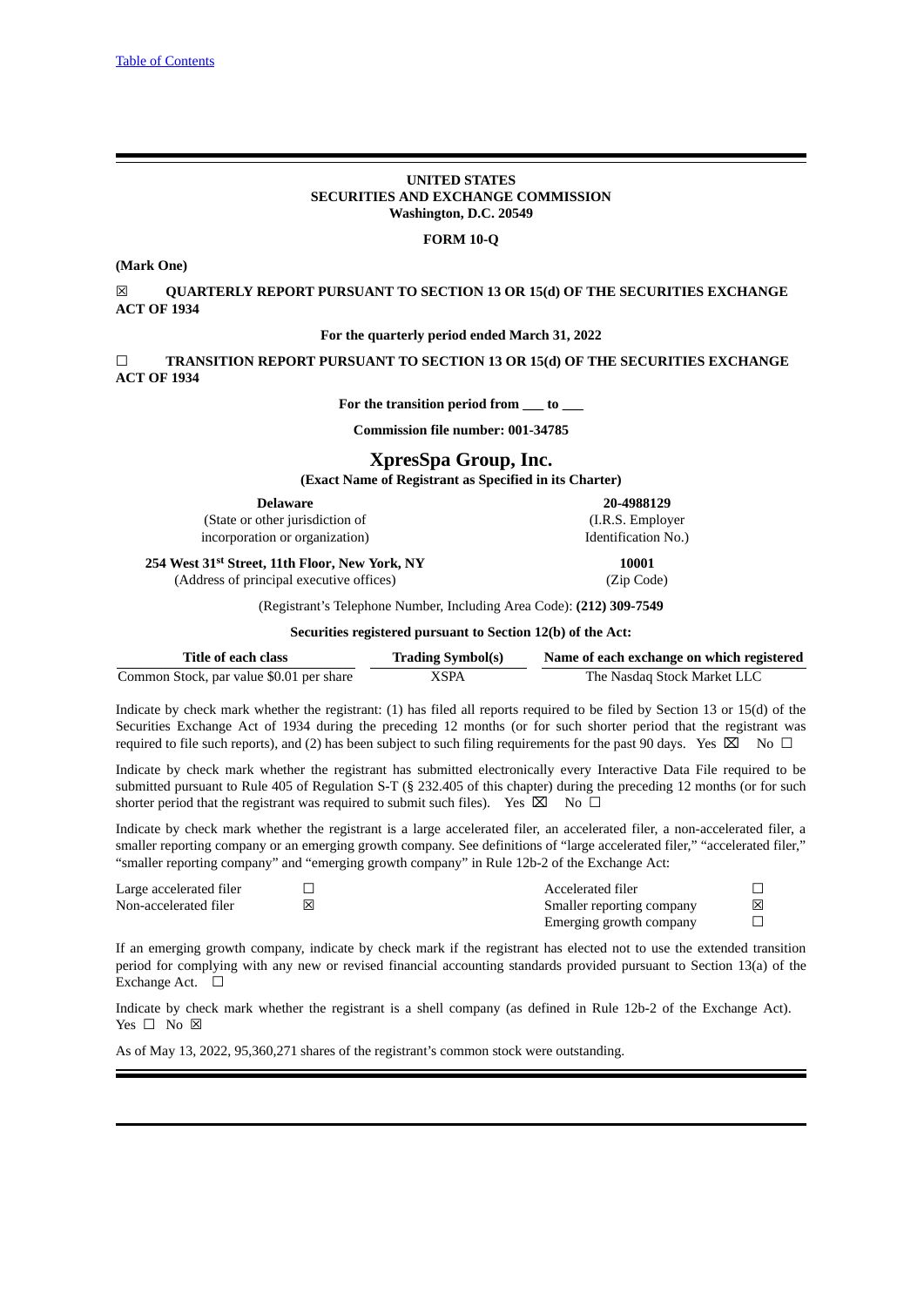[Table of Contents](#)

**UNITED STATES**
**SECURITIES AND EXCHANGE COMMISSION**
**Washington, D.C. 20549**

**FORM 10-Q**

**(Mark One)**

☒ **QUARTERLY REPORT PURSUANT TO SECTION 13 OR 15(d) OF THE SECURITIES EXCHANGE ACT OF 1934**

**For the quarterly period ended March 31, 2022**

☐ **TRANSITION REPORT PURSUANT TO SECTION 13 OR 15(d) OF THE SECURITIES EXCHANGE ACT OF 1934**

**For the transition period from \_\_\_ to \_\_\_**

**Commission file number: 001-34785**

# XpresSpa Group, Inc.

**(Exact Name of Registrant as Specified in its Charter)**

| **Delaware** | **20-4988129** |
|---|---|
| (State or other jurisdiction of incorporation or organization) | (I.R.S. Employer Identification No.) |
| **254 West 31st Street, 11th Floor, New York, NY** | **10001** |
| (Address of principal executive offices) | (Zip Code) |

(Registrant's Telephone Number, Including Area Code): **(212) 309-7549**

**Securities registered pursuant to Section 12(b) of the Act:**

| Title of each class | Trading Symbol(s) | Name of each exchange on which registered |
|---|---|---|
| Common Stock, par value $0.01 per share | XSPA | The Nasdaq Stock Market LLC |

Indicate by check mark whether the registrant: (1) has filed all reports required to be filed by Section 13 or 15(d) of the Securities Exchange Act of 1934 during the preceding 12 months (or for such shorter period that the registrant was required to file such reports), and (2) has been subject to such filing requirements for the past 90 days. Yes ☒ No ☐

Indicate by check mark whether the registrant has submitted electronically every Interactive Data File required to be submitted pursuant to Rule 405 of Regulation S-T (§ 232.405 of this chapter) during the preceding 12 months (or for such shorter period that the registrant was required to submit such files). Yes ☒ No ☐

Indicate by check mark whether the registrant is a large accelerated filer, an accelerated filer, a non-accelerated filer, a smaller reporting company or an emerging growth company. See definitions of "large accelerated filer," "accelerated filer," "smaller reporting company" and "emerging growth company" in Rule 12b-2 of the Exchange Act:

| | | | |
|---|---|---|---|
| Large accelerated filer | ☐ | Accelerated filer | ☐ |
| Non-accelerated filer | ☒ | Smaller reporting company | ☒ |
| | | Emerging growth company | ☐ |

If an emerging growth company, indicate by check mark if the registrant has elected not to use the extended transition period for complying with any new or revised financial accounting standards provided pursuant to Section 13(a) of the Exchange Act. ☐

Indicate by check mark whether the registrant is a shell company (as defined in Rule 12b-2 of the Exchange Act). Yes ☐ No ☒

As of May 13, 2022, 95,360,271 shares of the registrant's common stock were outstanding.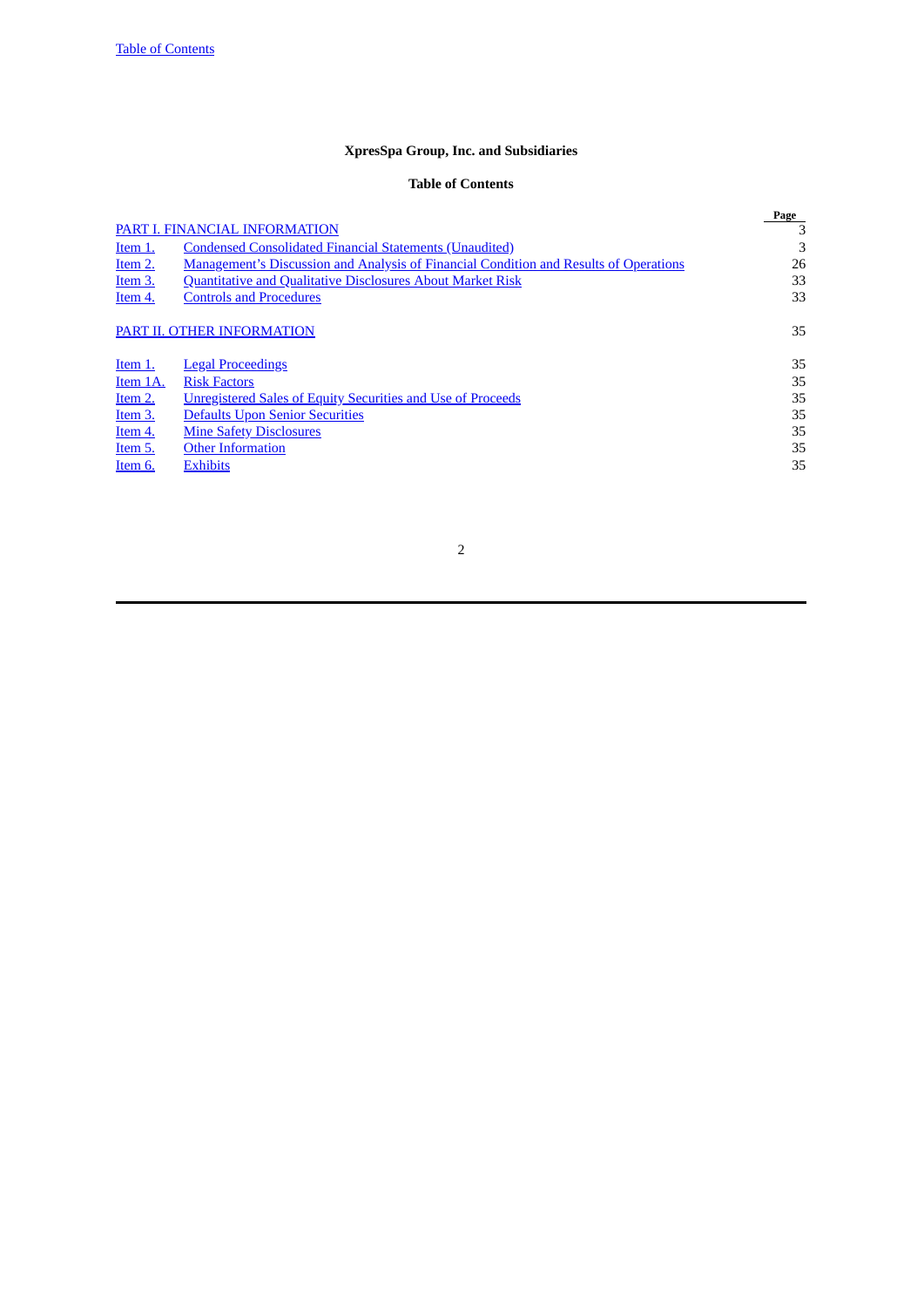**XpresSpa Group, Inc. and Subsidiaries**

**Table of Contents**

| | | Page |
|---|---|---|
| PART I. FINANCIAL INFORMATION | | 3 |
| Item 1. | Condensed Consolidated Financial Statements (Unaudited) | 3 |
| Item 2. | Management’s Discussion and Analysis of Financial Condition and Results of Operations | 26 |
| Item 3. | Quantitative and Qualitative Disclosures About Market Risk | 33 |
| Item 4. | Controls and Procedures | 33 |
| PART II. OTHER INFORMATION | | 35 |
| Item 1. | Legal Proceedings | 35 |
| Item 1A. | Risk Factors | 35 |
| Item 2. | Unregistered Sales of Equity Securities and Use of Proceeds | 35 |
| Item 3. | Defaults Upon Senior Securities | 35 |
| Item 4. | Mine Safety Disclosures | 35 |
| Item 5. | Other Information | 35 |
| Item 6. | Exhibits | 35 |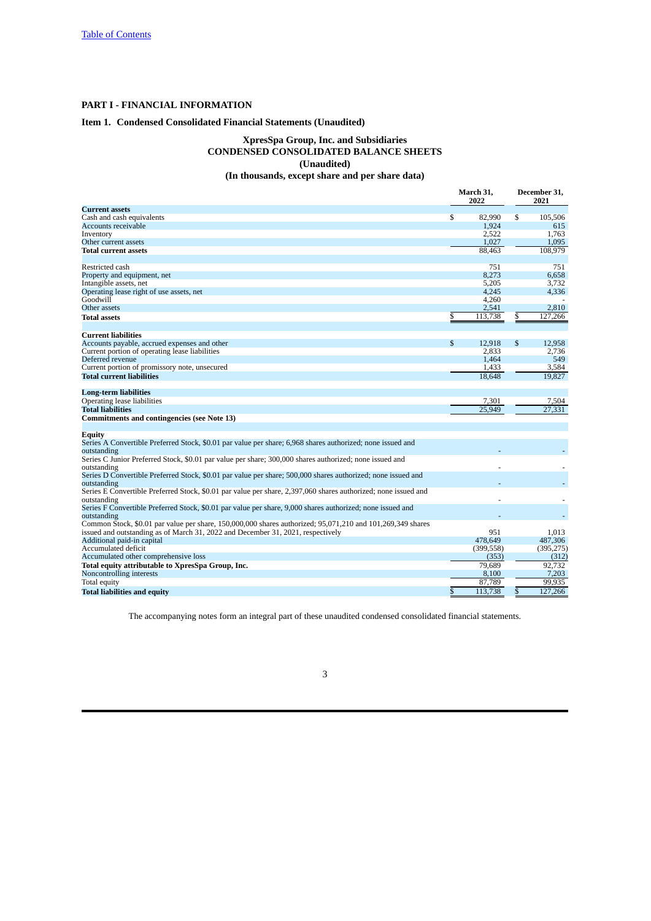[Table of Contents](#)

# PART I - FINANCIAL INFORMATION

## Item 1. Condensed Consolidated Financial Statements (Unaudited)

### XpresSpa Group, Inc. and Subsidiaries
### CONDENSED CONSOLIDATED BALANCE SHEETS
### (Unaudited)
### (In thousands, except share and per share data)

| | March 31, 2022 | December 31, 2021 |
|---|---|---|
| **Current assets** | | |
| Cash and cash equivalents | $ 82,990 | $ 105,506 |
| Accounts receivable | 1,924 | 615 |
| Inventory | 2,522 | 1,763 |
| Other current assets | 1,027 | 1,095 |
| **Total current assets** | 88,463 | 108,979 |
| | | |
| Restricted cash | 751 | 751 |
| Property and equipment, net | 8,273 | 6,658 |
| Intangible assets, net | 5,205 | 3,732 |
| Operating lease right of use assets, net | 4,245 | 4,336 |
| Goodwill | 4,260 | - |
| Other assets | 2,541 | 2,810 |
| **Total assets** | $ 113,738 | $ 127,266 |
| | | |
| **Current liabilities** | | |
| Accounts payable, accrued expenses and other | $ 12,918 | $ 12,958 |
| Current portion of operating lease liabilities | 2,833 | 2,736 |
| Deferred revenue | 1,464 | 549 |
| Current portion of promissory note, unsecured | 1,433 | 3,584 |
| **Total current liabilities** | 18,648 | 19,827 |
| | | |
| **Long-term liabilities** | | |
| Operating lease liabilities | 7,301 | 7,504 |
| **Total liabilities** | 25,949 | 27,331 |
| **Commitments and contingencies (see Note 13)** | | |
| | | |
| **Equity** | | |
| Series A Convertible Preferred Stock, $0.01 par value per share; 6,968 shares authorized; none issued and outstanding | - | - |
| Series C Junior Preferred Stock, $0.01 par value per share; 300,000 shares authorized; none issued and outstanding | - | - |
| Series D Convertible Preferred Stock, $0.01 par value per share; 500,000 shares authorized; none issued and outstanding | - | - |
| Series E Convertible Preferred Stock, $0.01 par value per share, 2,397,060 shares authorized; none issued and outstanding | - | - |
| Series F Convertible Preferred Stock, $0.01 par value per share, 9,000 shares authorized; none issued and outstanding | - | - |
| Common Stock, $0.01 par value per share, 150,000,000 shares authorized; 95,071,210 and 101,269,349 shares issued and outstanding as of March 31, 2022 and December 31, 2021, respectively | 951 | 1,013 |
| Additional paid-in capital | 478,649 | 487,306 |
| Accumulated deficit | (399,558) | (395,275) |
| Accumulated other comprehensive loss | (353) | (312) |
| **Total equity attributable to XpresSpa Group, Inc.** | 79,689 | 92,732 |
| Noncontrolling interests | 8,100 | 7,203 |
| Total equity | 87,789 | 99,935 |
| **Total liabilities and equity** | $ 113,738 | $ 127,266 |

The accompanying notes form an integral part of these unaudited condensed consolidated financial statements.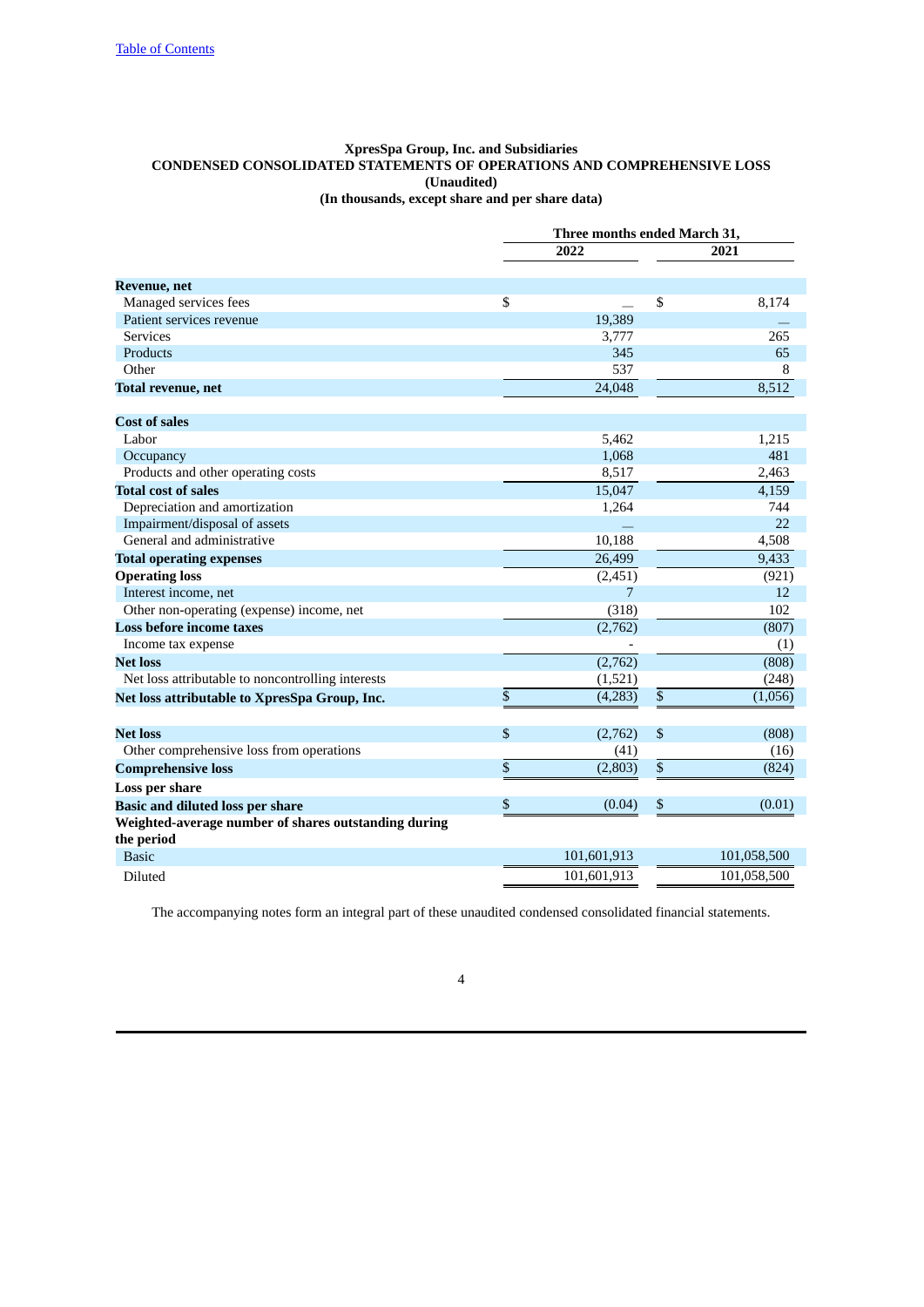[Table of Contents](#)

**XpresSpa Group, Inc. and Subsidiaries**
**CONDENSED CONSOLIDATED STATEMENTS OF OPERATIONS AND COMPREHENSIVE LOSS**
**(Unaudited)**
**(In thousands, except share and per share data)**

| | Three months ended March 31, | |
|---|---|---|
| | **2022** | **2021** |
| **Revenue, net** | | |
| Managed services fees | $ — | $ 8,174 |
| Patient services revenue | 19,389 | — |
| Services | 3,777 | 265 |
| Products | 345 | 65 |
| Other | 537 | 8 |
| **Total revenue, net** | 24,048 | 8,512 |
| **Cost of sales** | | |
| Labor | 5,462 | 1,215 |
| Occupancy | 1,068 | 481 |
| Products and other operating costs | 8,517 | 2,463 |
| **Total cost of sales** | 15,047 | 4,159 |
| Depreciation and amortization | 1,264 | 744 |
| Impairment/disposal of assets | — | 22 |
| General and administrative | 10,188 | 4,508 |
| **Total operating expenses** | 26,499 | 9,433 |
| **Operating loss** | (2,451) | (921) |
| Interest income, net | 7 | 12 |
| Other non-operating (expense) income, net | (318) | 102 |
| **Loss before income taxes** | (2,762) | (807) |
| Income tax expense | - | (1) |
| **Net loss** | (2,762) | (808) |
| Net loss attributable to noncontrolling interests | (1,521) | (248) |
| **Net loss attributable to XpresSpa Group, Inc.** | $ (4,283) | $ (1,056) |
| | | |
| **Net loss** | $ (2,762) | $ (808) |
| Other comprehensive loss from operations | (41) | (16) |
| **Comprehensive loss** | $ (2,803) | $ (824) |
| **Loss per share** | | |
| **Basic and diluted loss per share** | $ (0.04) | $ (0.01) |
| **Weighted-average number of shares outstanding during the period** | | |
| Basic | 101,601,913 | 101,058,500 |
| Diluted | 101,601,913 | 101,058,500 |

The accompanying notes form an integral part of these unaudited condensed consolidated financial statements.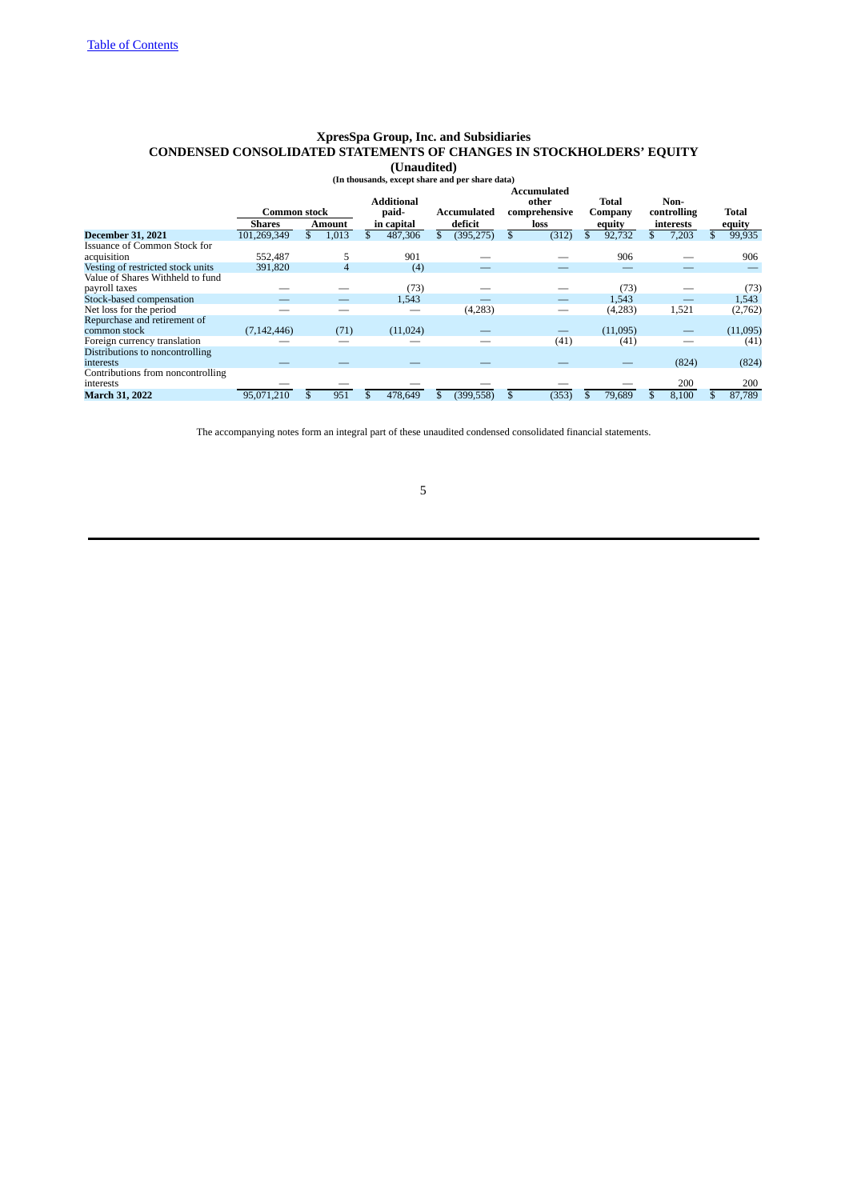[Table of Contents](#)

# XpresSpa Group, Inc. and Subsidiaries
## CONDENSED CONSOLIDATED STATEMENTS OF CHANGES IN STOCKHOLDERS' EQUITY
### (Unaudited)
#### (In thousands, except share and per share data)

| | Common stock | | Additional paid-in capital | Accumulated deficit | Accumulated other comprehensive loss | Total Company equity | Non-controlling interests | Total equity |
|---|---|---|---|---|---|---|---|---|
| | Shares | Amount | | | | | | |
| **December 31, 2021** | 101,269,349 | $ 1,013 | $ 487,306 | $ (395,275) | $ (312) | $ 92,732 | $ 7,203 | $ 99,935 |
| Issuance of Common Stock for acquisition | 552,487 | 5 | 901 | — | — | 906 | — | 906 |
| Vesting of restricted stock units | 391,820 | 4 | (4) | — | — | — | — | — |
| Value of Shares Withheld to fund payroll taxes | — | — | (73) | — | — | (73) | — | (73) |
| Stock-based compensation | — | — | 1,543 | — | — | 1,543 | — | 1,543 |
| Net loss for the period | — | — | — | (4,283) | — | (4,283) | 1,521 | (2,762) |
| Repurchase and retirement of common stock | (7,142,446) | (71) | (11,024) | — | — | (11,095) | — | (11,095) |
| Foreign currency translation | — | — | — | — | (41) | (41) | — | (41) |
| Distributions to noncontrolling interests | — | — | — | — | — | — | (824) | (824) |
| Contributions from noncontrolling interests | — | — | — | — | — | — | 200 | 200 |
| **March 31, 2022** | 95,071,210 | $ 951 | $ 478,649 | $ (399,558) | $ (353) | $ 79,689 | $ 8,100 | $ 87,789 |

The accompanying notes form an integral part of these unaudited condensed consolidated financial statements.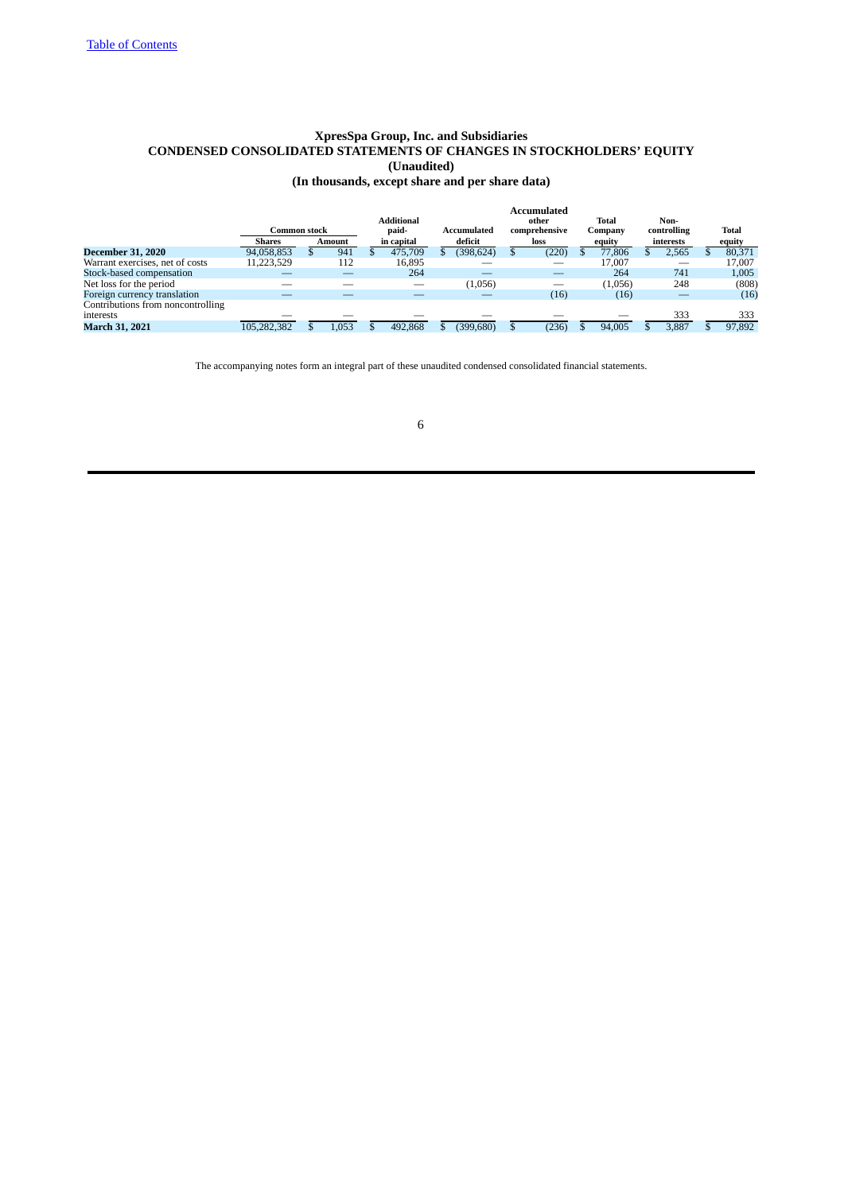[Table of Contents](#)

# XpresSpa Group, Inc. and Subsidiaries
## CONDENSED CONSOLIDATED STATEMENTS OF CHANGES IN STOCKHOLDERS' EQUITY
### (Unaudited)
### (In thousands, except share and per share data)

| | Common stock | | Additional paid-in capital | Accumulated deficit | Accumulated other comprehensive loss | Total Company equity | Non-controlling interests | Total equity |
|---|---|---|---|---|---|---|---|---|
| | Shares | Amount | | | | | | |
| **December 31, 2020** | 94,058,853 | $ 941 | $ 475,709 | $ (398,624) | $ (220) | $ 77,806 | $ 2,565 | $ 80,371 |
| Warrant exercises, net of costs | 11,223,529 | 112 | 16,895 | — | — | 17,007 | — | 17,007 |
| Stock-based compensation | — | — | 264 | — | — | 264 | 741 | 1,005 |
| Net loss for the period | — | — | — | (1,056) | — | (1,056) | 248 | (808) |
| Foreign currency translation | — | — | — | — | (16) | (16) | — | (16) |
| Contributions from noncontrolling interests | — | — | — | — | — | — | 333 | 333 |
| **March 31, 2021** | 105,282,382 | $ 1,053 | $ 492,868 | $ (399,680) | $ (236) | $ 94,005 | $ 3,887 | $ 97,892 |

The accompanying notes form an integral part of these unaudited condensed consolidated financial statements.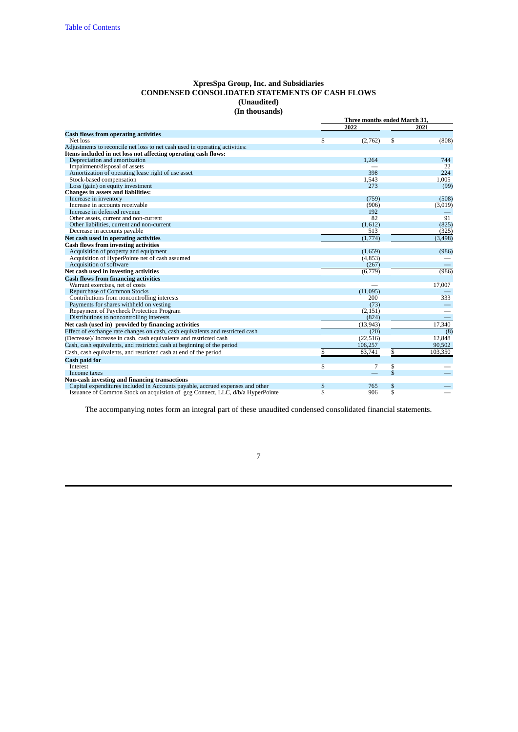# XpresSpa Group, Inc. and Subsidiaries
## CONDENSED CONSOLIDATED STATEMENTS OF CASH FLOWS
### (Unaudited)
### (In thousands)

| | Three months ended March 31, | |
|---|---|---|
| | 2022 | 2021 |
| **Cash flows from operating activities** | | |
| Net loss | $ (2,762) | $ (808) |
| Adjustments to reconcile net loss to net cash used in operating activities: | | |
| **Items included in net loss not affecting operating cash flows:** | | |
| Depreciation and amortization | 1,264 | 744 |
| Impairment/disposal of assets | — | 22 |
| Amortization of operating lease right of use asset | 398 | 224 |
| Stock-based compensation | 1,543 | 1,005 |
| Loss (gain) on equity investment | 273 | (99) |
| **Changes in assets and liabilities:** | | |
| Increase in inventory | (759) | (508) |
| Increase in accounts receivable | (906) | (3,019) |
| Increase in deferred revenue | 192 | — |
| Other assets, current and non-current | 82 | 91 |
| Other liabilities, current and non-current | (1,612) | (825) |
| Decrease in accounts payable | 513 | (325) |
| **Net cash used in operating activities** | (1,774) | (3,498) |
| **Cash flows from investing activities** | | |
| Acquisition of property and equipment | (1,659) | (986) |
| Acquisition of HyperPointe net of cash assumed | (4,853) | — |
| Acquisition of software | (267) | — |
| **Net cash used in investing activities** | (6,779) | (986) |
| **Cash flows from financing activities** | | |
| Warrant exercises, net of costs | — | 17,007 |
| Repurchase of Common Stocks | (11,095) | — |
| Contributions from noncontrolling interests | 200 | 333 |
| Payments for shares withheld on vesting | (73) | — |
| Repayment of Paycheck Protection Program | (2,151) | — |
| Distributions to noncontrolling interests | (824) | — |
| **Net cash (used in) provided by financing activities** | (13,943) | 17,340 |
| Effect of exchange rate changes on cash, cash equivalents and restricted cash | (20) | (8) |
| (Decrease)/ Increase in cash, cash equivalents and restricted cash | (22,516) | 12,848 |
| Cash, cash equivalents, and restricted cash at beginning of the period | 106,257 | 90,502 |
| Cash, cash equivalents, and restricted cash at end of the period | $ 83,741 | $ 103,350 |
| **Cash paid for** | | |
| Interest | $ 7 | $ — |
| Income taxes | — | $ — |
| **Non-cash investing and financing transactions** | | |
| Capital expenditures included in Accounts payable, accrued expenses and other | $ 765 | $ — |
| Issuance of Common Stock on acquistion of gcg Connect, LLC, d/b/a HyperPointe | $ 906 | $ — |

The accompanying notes form an integral part of these unaudited condensed consolidated financial statements.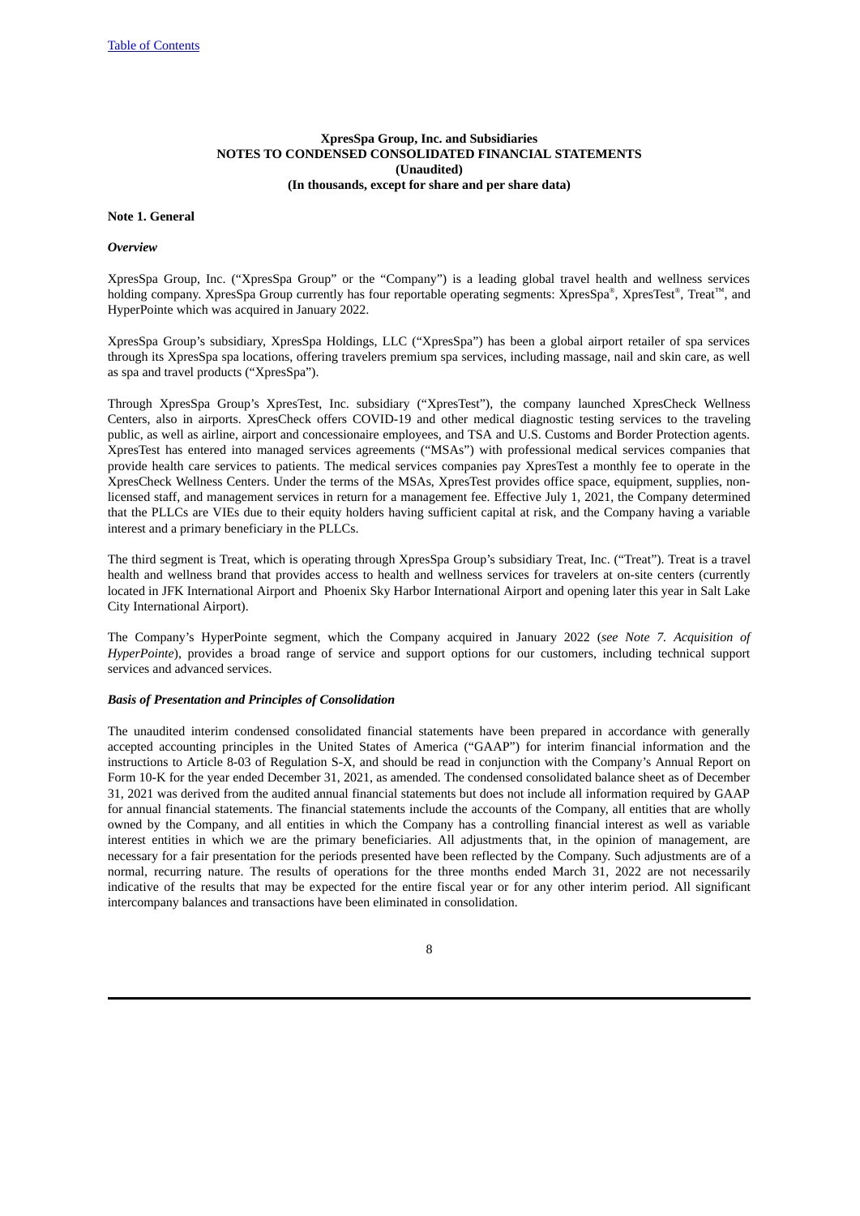**XpresSpa Group, Inc. and Subsidiaries**
**NOTES TO CONDENSED CONSOLIDATED FINANCIAL STATEMENTS**
**(Unaudited)**
**(In thousands, except for share and per share data)**

**Note 1. General**

***Overview***

XpresSpa Group, Inc. ("XpresSpa Group" or the "Company") is a leading global travel health and wellness services holding company. XpresSpa Group currently has four reportable operating segments: XpresSpa®, XpresTest®, Treat™, and HyperPointe which was acquired in January 2022.

XpresSpa Group's subsidiary, XpresSpa Holdings, LLC ("XpresSpa") has been a global airport retailer of spa services through its XpresSpa spa locations, offering travelers premium spa services, including massage, nail and skin care, as well as spa and travel products ("XpresSpa").

Through XpresSpa Group's XpresTest, Inc. subsidiary ("XpresTest"), the company launched XpresCheck Wellness Centers, also in airports. XpresCheck offers COVID-19 and other medical diagnostic testing services to the traveling public, as well as airline, airport and concessionaire employees, and TSA and U.S. Customs and Border Protection agents. XpresTest has entered into managed services agreements ("MSAs") with professional medical services companies that provide health care services to patients. The medical services companies pay XpresTest a monthly fee to operate in the XpresCheck Wellness Centers. Under the terms of the MSAs, XpresTest provides office space, equipment, supplies, non-licensed staff, and management services in return for a management fee. Effective July 1, 2021, the Company determined that the PLLCs are VIEs due to their equity holders having sufficient capital at risk, and the Company having a variable interest and a primary beneficiary in the PLLCs.

The third segment is Treat, which is operating through XpresSpa Group's subsidiary Treat, Inc. ("Treat"). Treat is a travel health and wellness brand that provides access to health and wellness services for travelers at on-site centers (currently located in JFK International Airport and Phoenix Sky Harbor International Airport and opening later this year in Salt Lake City International Airport).

The Company's HyperPointe segment, which the Company acquired in January 2022 (*see Note 7. Acquisition of HyperPointe*), provides a broad range of service and support options for our customers, including technical support services and advanced services.

***Basis of Presentation and Principles of Consolidation***

The unaudited interim condensed consolidated financial statements have been prepared in accordance with generally accepted accounting principles in the United States of America ("GAAP") for interim financial information and the instructions to Article 8-03 of Regulation S-X, and should be read in conjunction with the Company's Annual Report on Form 10-K for the year ended December 31, 2021, as amended. The condensed consolidated balance sheet as of December 31, 2021 was derived from the audited annual financial statements but does not include all information required by GAAP for annual financial statements. The financial statements include the accounts of the Company, all entities that are wholly owned by the Company, and all entities in which the Company has a controlling financial interest as well as variable interest entities in which we are the primary beneficiaries. All adjustments that, in the opinion of management, are necessary for a fair presentation for the periods presented have been reflected by the Company. Such adjustments are of a normal, recurring nature. The results of operations for the three months ended March 31, 2022 are not necessarily indicative of the results that may be expected for the entire fiscal year or for any other interim period. All significant intercompany balances and transactions have been eliminated in consolidation.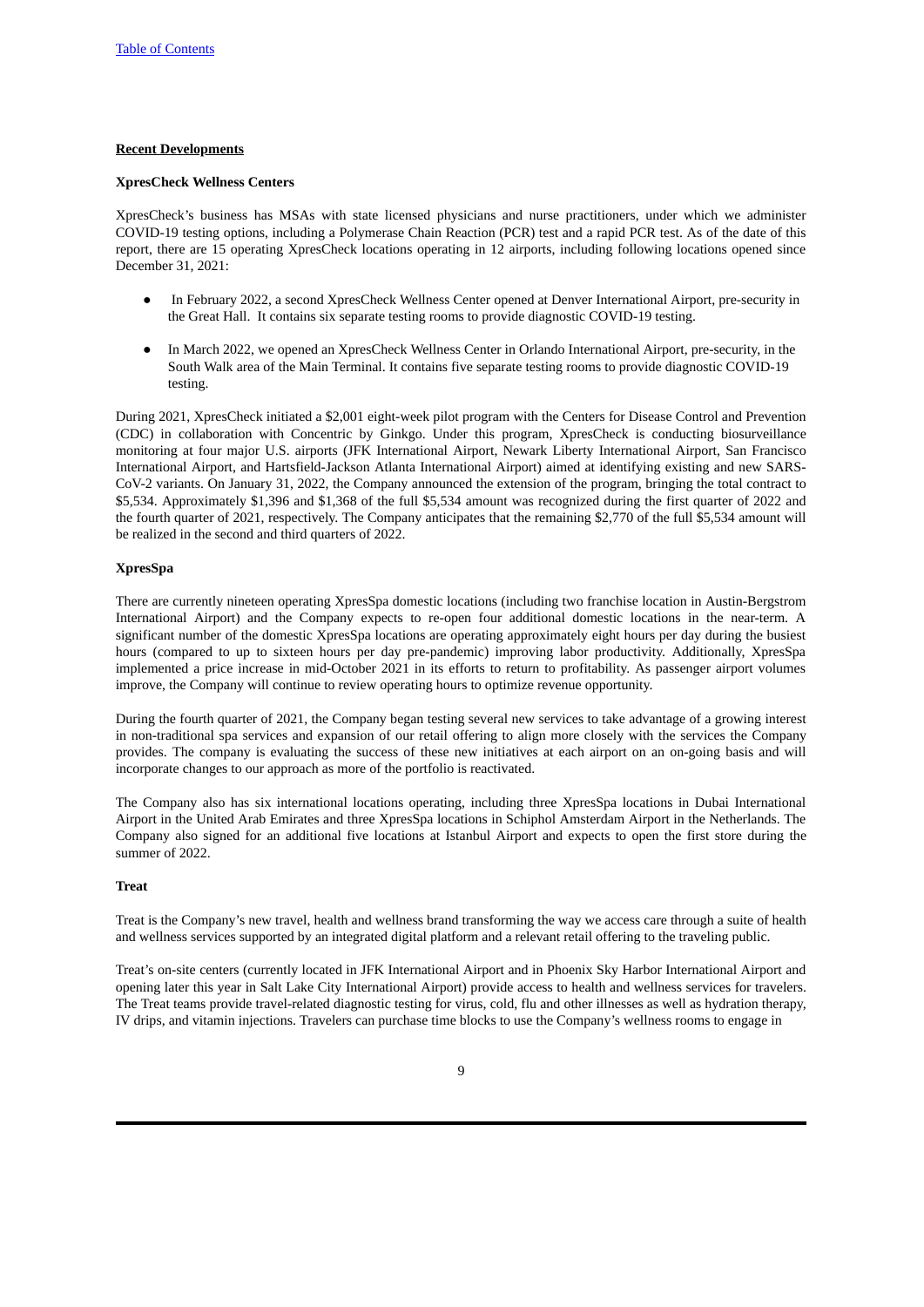**Recent Developments**

**XpresCheck Wellness Centers**

XpresCheck's business has MSAs with state licensed physicians and nurse practitioners, under which we administer COVID-19 testing options, including a Polymerase Chain Reaction (PCR) test and a rapid PCR test. As of the date of this report, there are 15 operating XpresCheck locations operating in 12 airports, including following locations opened since December 31, 2021:

- In February 2022, a second XpresCheck Wellness Center opened at Denver International Airport, pre-security in the Great Hall. It contains six separate testing rooms to provide diagnostic COVID-19 testing.
- In March 2022, we opened an XpresCheck Wellness Center in Orlando International Airport, pre-security, in the South Walk area of the Main Terminal. It contains five separate testing rooms to provide diagnostic COVID-19 testing.

During 2021, XpresCheck initiated a $2,001 eight-week pilot program with the Centers for Disease Control and Prevention (CDC) in collaboration with Concentric by Ginkgo. Under this program, XpresCheck is conducting biosurveillance monitoring at four major U.S. airports (JFK International Airport, Newark Liberty International Airport, San Francisco International Airport, and Hartsfield-Jackson Atlanta International Airport) aimed at identifying existing and new SARS-CoV-2 variants. On January 31, 2022, the Company announced the extension of the program, bringing the total contract to $5,534. Approximately $1,396 and $1,368 of the full $5,534 amount was recognized during the first quarter of 2022 and the fourth quarter of 2021, respectively. The Company anticipates that the remaining $2,770 of the full $5,534 amount will be realized in the second and third quarters of 2022.

**XpresSpa**

There are currently nineteen operating XpresSpa domestic locations (including two franchise location in Austin-Bergstrom International Airport) and the Company expects to re-open four additional domestic locations in the near-term. A significant number of the domestic XpresSpa locations are operating approximately eight hours per day during the busiest hours (compared to up to sixteen hours per day pre-pandemic) improving labor productivity. Additionally, XpresSpa implemented a price increase in mid-October 2021 in its efforts to return to profitability. As passenger airport volumes improve, the Company will continue to review operating hours to optimize revenue opportunity.

During the fourth quarter of 2021, the Company began testing several new services to take advantage of a growing interest in non-traditional spa services and expansion of our retail offering to align more closely with the services the Company provides. The company is evaluating the success of these new initiatives at each airport on an on-going basis and will incorporate changes to our approach as more of the portfolio is reactivated.

The Company also has six international locations operating, including three XpresSpa locations in Dubai International Airport in the United Arab Emirates and three XpresSpa locations in Schiphol Amsterdam Airport in the Netherlands. The Company also signed for an additional five locations at Istanbul Airport and expects to open the first store during the summer of 2022.

**Treat**

Treat is the Company's new travel, health and wellness brand transforming the way we access care through a suite of health and wellness services supported by an integrated digital platform and a relevant retail offering to the traveling public.

Treat's on-site centers (currently located in JFK International Airport and in Phoenix Sky Harbor International Airport and opening later this year in Salt Lake City International Airport) provide access to health and wellness services for travelers. The Treat teams provide travel-related diagnostic testing for virus, cold, flu and other illnesses as well as hydration therapy, IV drips, and vitamin injections. Travelers can purchase time blocks to use the Company's wellness rooms to engage in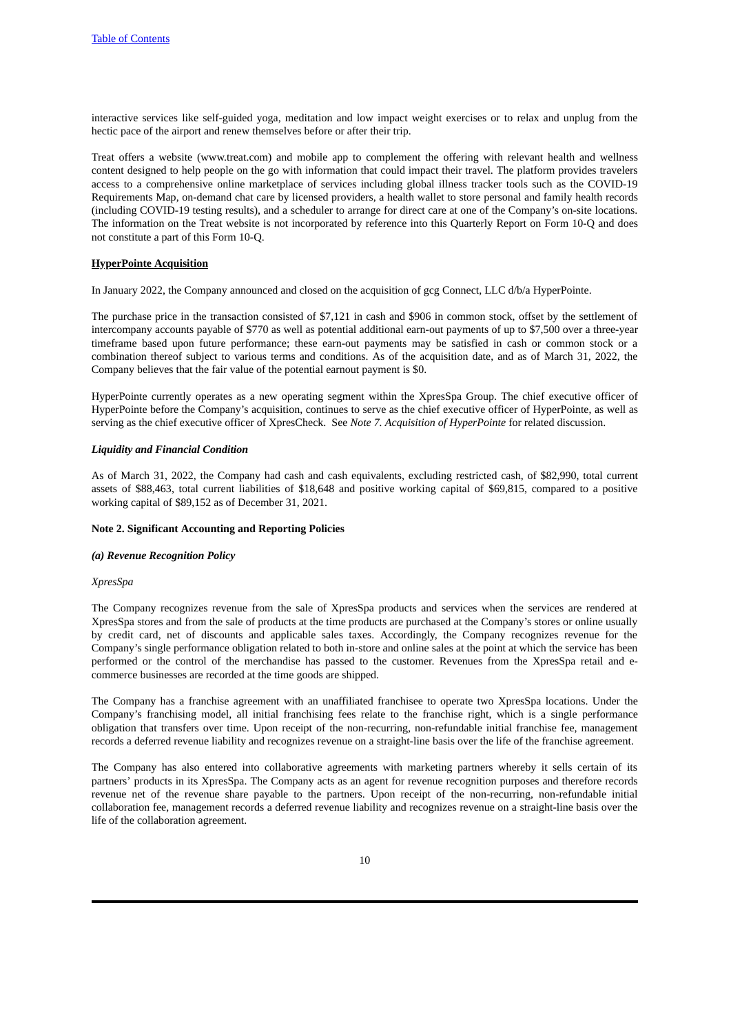interactive services like self-guided yoga, meditation and low impact weight exercises or to relax and unplug from the hectic pace of the airport and renew themselves before or after their trip.

Treat offers a website (www.treat.com) and mobile app to complement the offering with relevant health and wellness content designed to help people on the go with information that could impact their travel. The platform provides travelers access to a comprehensive online marketplace of services including global illness tracker tools such as the COVID-19 Requirements Map, on-demand chat care by licensed providers, a health wallet to store personal and family health records (including COVID-19 testing results), and a scheduler to arrange for direct care at one of the Company's on-site locations. The information on the Treat website is not incorporated by reference into this Quarterly Report on Form 10-Q and does not constitute a part of this Form 10-Q.

**HyperPointe Acquisition**

In January 2022, the Company announced and closed on the acquisition of gcg Connect, LLC d/b/a HyperPointe.

The purchase price in the transaction consisted of $7,121 in cash and $906 in common stock, offset by the settlement of intercompany accounts payable of $770 as well as potential additional earn-out payments of up to $7,500 over a three-year timeframe based upon future performance; these earn-out payments may be satisfied in cash or common stock or a combination thereof subject to various terms and conditions. As of the acquisition date, and as of March 31, 2022, the Company believes that the fair value of the potential earnout payment is $0.

HyperPointe currently operates as a new operating segment within the XpresSpa Group. The chief executive officer of HyperPointe before the Company's acquisition, continues to serve as the chief executive officer of HyperPointe, as well as serving as the chief executive officer of XpresCheck. See *Note 7. Acquisition of HyperPointe* for related discussion.

***Liquidity and Financial Condition***

As of March 31, 2022, the Company had cash and cash equivalents, excluding restricted cash, of $82,990, total current assets of $88,463, total current liabilities of $18,648 and positive working capital of $69,815, compared to a positive working capital of $89,152 as of December 31, 2021.

**Note 2. Significant Accounting and Reporting Policies**

***(a) Revenue Recognition Policy***

*XpresSpa*

The Company recognizes revenue from the sale of XpresSpa products and services when the services are rendered at XpresSpa stores and from the sale of products at the time products are purchased at the Company's stores or online usually by credit card, net of discounts and applicable sales taxes. Accordingly, the Company recognizes revenue for the Company's single performance obligation related to both in-store and online sales at the point at which the service has been performed or the control of the merchandise has passed to the customer. Revenues from the XpresSpa retail and e-commerce businesses are recorded at the time goods are shipped.

The Company has a franchise agreement with an unaffiliated franchisee to operate two XpresSpa locations. Under the Company's franchising model, all initial franchising fees relate to the franchise right, which is a single performance obligation that transfers over time. Upon receipt of the non-recurring, non-refundable initial franchise fee, management records a deferred revenue liability and recognizes revenue on a straight-line basis over the life of the franchise agreement.

The Company has also entered into collaborative agreements with marketing partners whereby it sells certain of its partners' products in its XpresSpa. The Company acts as an agent for revenue recognition purposes and therefore records revenue net of the revenue share payable to the partners. Upon receipt of the non-recurring, non-refundable initial collaboration fee, management records a deferred revenue liability and recognizes revenue on a straight-line basis over the life of the collaboration agreement.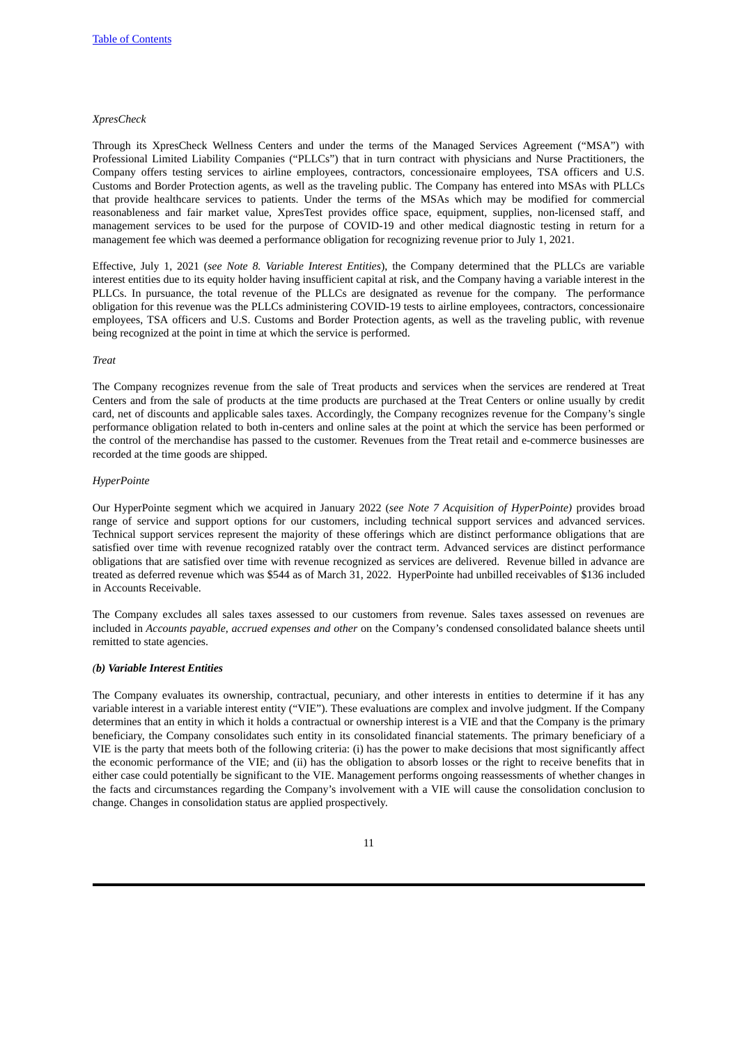*XpresCheck*

Through its XpresCheck Wellness Centers and under the terms of the Managed Services Agreement ("MSA") with Professional Limited Liability Companies ("PLLCs") that in turn contract with physicians and Nurse Practitioners, the Company offers testing services to airline employees, contractors, concessionaire employees, TSA officers and U.S. Customs and Border Protection agents, as well as the traveling public. The Company has entered into MSAs with PLLCs that provide healthcare services to patients. Under the terms of the MSAs which may be modified for commercial reasonableness and fair market value, XpresTest provides office space, equipment, supplies, non-licensed staff, and management services to be used for the purpose of COVID-19 and other medical diagnostic testing in return for a management fee which was deemed a performance obligation for recognizing revenue prior to July 1, 2021.

Effective, July 1, 2021 (*see Note 8. Variable Interest Entities*), the Company determined that the PLLCs are variable interest entities due to its equity holder having insufficient capital at risk, and the Company having a variable interest in the PLLCs. In pursuance, the total revenue of the PLLCs are designated as revenue for the company. The performance obligation for this revenue was the PLLCs administering COVID-19 tests to airline employees, contractors, concessionaire employees, TSA officers and U.S. Customs and Border Protection agents, as well as the traveling public, with revenue being recognized at the point in time at which the service is performed.

*Treat*

The Company recognizes revenue from the sale of Treat products and services when the services are rendered at Treat Centers and from the sale of products at the time products are purchased at the Treat Centers or online usually by credit card, net of discounts and applicable sales taxes. Accordingly, the Company recognizes revenue for the Company's single performance obligation related to both in-centers and online sales at the point at which the service has been performed or the control of the merchandise has passed to the customer. Revenues from the Treat retail and e-commerce businesses are recorded at the time goods are shipped.

*HyperPointe*

Our HyperPointe segment which we acquired in January 2022 (*see Note 7 Acquisition of HyperPointe)* provides broad range of service and support options for our customers, including technical support services and advanced services. Technical support services represent the majority of these offerings which are distinct performance obligations that are satisfied over time with revenue recognized ratably over the contract term. Advanced services are distinct performance obligations that are satisfied over time with revenue recognized as services are delivered. Revenue billed in advance are treated as deferred revenue which was $544 as of March 31, 2022. HyperPointe had unbilled receivables of $136 included in Accounts Receivable.

The Company excludes all sales taxes assessed to our customers from revenue. Sales taxes assessed on revenues are included in *Accounts payable, accrued expenses and other* on the Company's condensed consolidated balance sheets until remitted to state agencies.

***(b) Variable Interest Entities***

The Company evaluates its ownership, contractual, pecuniary, and other interests in entities to determine if it has any variable interest in a variable interest entity ("VIE"). These evaluations are complex and involve judgment. If the Company determines that an entity in which it holds a contractual or ownership interest is a VIE and that the Company is the primary beneficiary, the Company consolidates such entity in its consolidated financial statements. The primary beneficiary of a VIE is the party that meets both of the following criteria: (i) has the power to make decisions that most significantly affect the economic performance of the VIE; and (ii) has the obligation to absorb losses or the right to receive benefits that in either case could potentially be significant to the VIE. Management performs ongoing reassessments of whether changes in the facts and circumstances regarding the Company's involvement with a VIE will cause the consolidation conclusion to change. Changes in consolidation status are applied prospectively.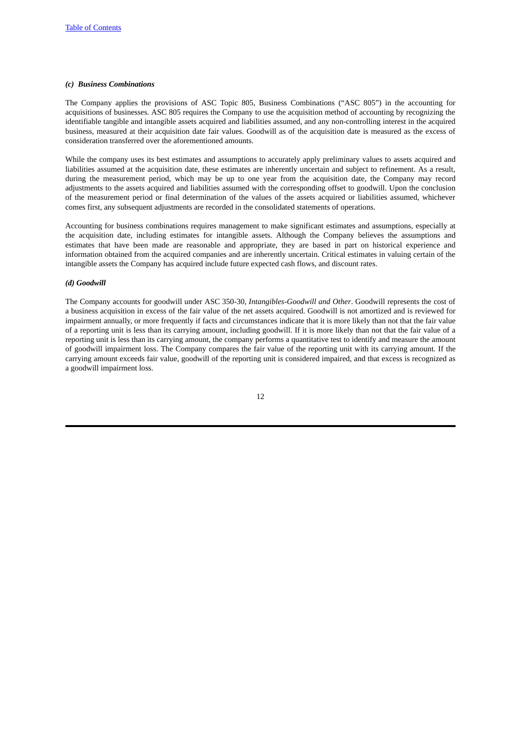### *(c) Business Combinations*

The Company applies the provisions of ASC Topic 805, Business Combinations ("ASC 805") in the accounting for acquisitions of businesses. ASC 805 requires the Company to use the acquisition method of accounting by recognizing the identifiable tangible and intangible assets acquired and liabilities assumed, and any non-controlling interest in the acquired business, measured at their acquisition date fair values. Goodwill as of the acquisition date is measured as the excess of consideration transferred over the aforementioned amounts.

While the company uses its best estimates and assumptions to accurately apply preliminary values to assets acquired and liabilities assumed at the acquisition date, these estimates are inherently uncertain and subject to refinement. As a result, during the measurement period, which may be up to one year from the acquisition date, the Company may record adjustments to the assets acquired and liabilities assumed with the corresponding offset to goodwill. Upon the conclusion of the measurement period or final determination of the values of the assets acquired or liabilities assumed, whichever comes first, any subsequent adjustments are recorded in the consolidated statements of operations.

Accounting for business combinations requires management to make significant estimates and assumptions, especially at the acquisition date, including estimates for intangible assets. Although the Company believes the assumptions and estimates that have been made are reasonable and appropriate, they are based in part on historical experience and information obtained from the acquired companies and are inherently uncertain. Critical estimates in valuing certain of the intangible assets the Company has acquired include future expected cash flows, and discount rates.

### *(d) Goodwill*

The Company accounts for goodwill under ASC 350-30, *Intangibles-Goodwill and Other*. Goodwill represents the cost of a business acquisition in excess of the fair value of the net assets acquired. Goodwill is not amortized and is reviewed for impairment annually, or more frequently if facts and circumstances indicate that it is more likely than not that the fair value of a reporting unit is less than its carrying amount, including goodwill. If it is more likely than not that the fair value of a reporting unit is less than its carrying amount, the company performs a quantitative test to identify and measure the amount of goodwill impairment loss. The Company compares the fair value of the reporting unit with its carrying amount. If the carrying amount exceeds fair value, goodwill of the reporting unit is considered impaired, and that excess is recognized as a goodwill impairment loss.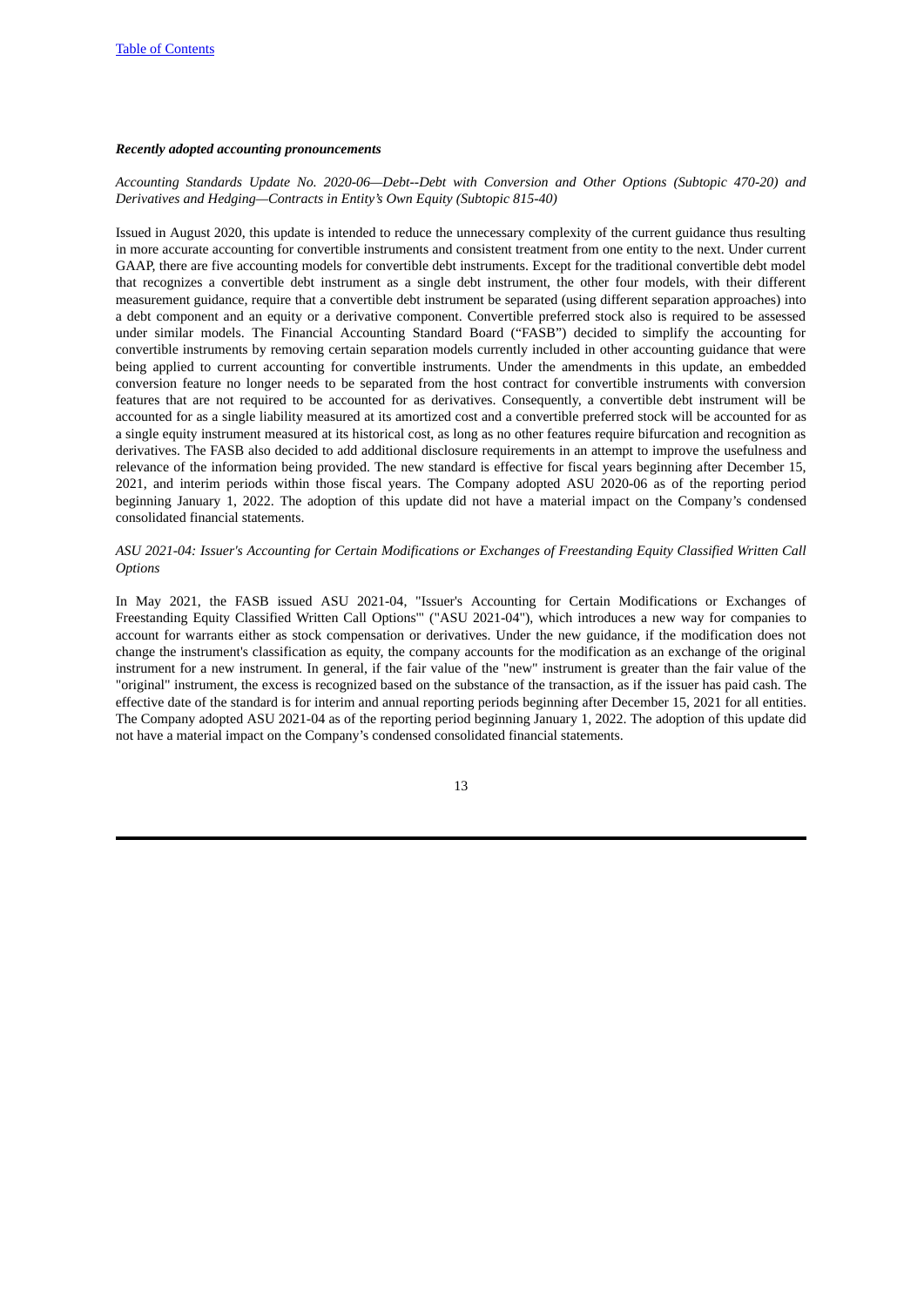***Recently adopted accounting pronouncements***

*Accounting Standards Update No. 2020-06—Debt--Debt with Conversion and Other Options (Subtopic 470-20) and Derivatives and Hedging—Contracts in Entity's Own Equity (Subtopic 815-40)*

Issued in August 2020, this update is intended to reduce the unnecessary complexity of the current guidance thus resulting in more accurate accounting for convertible instruments and consistent treatment from one entity to the next. Under current GAAP, there are five accounting models for convertible debt instruments. Except for the traditional convertible debt model that recognizes a convertible debt instrument as a single debt instrument, the other four models, with their different measurement guidance, require that a convertible debt instrument be separated (using different separation approaches) into a debt component and an equity or a derivative component. Convertible preferred stock also is required to be assessed under similar models. The Financial Accounting Standard Board ("FASB") decided to simplify the accounting for convertible instruments by removing certain separation models currently included in other accounting guidance that were being applied to current accounting for convertible instruments. Under the amendments in this update, an embedded conversion feature no longer needs to be separated from the host contract for convertible instruments with conversion features that are not required to be accounted for as derivatives. Consequently, a convertible debt instrument will be accounted for as a single liability measured at its amortized cost and a convertible preferred stock will be accounted for as a single equity instrument measured at its historical cost, as long as no other features require bifurcation and recognition as derivatives. The FASB also decided to add additional disclosure requirements in an attempt to improve the usefulness and relevance of the information being provided. The new standard is effective for fiscal years beginning after December 15, 2021, and interim periods within those fiscal years. The Company adopted ASU 2020-06 as of the reporting period beginning January 1, 2022. The adoption of this update did not have a material impact on the Company's condensed consolidated financial statements.

*ASU 2021-04: Issuer's Accounting for Certain Modifications or Exchanges of Freestanding Equity Classified Written Call Options*

In May 2021, the FASB issued ASU 2021-04, "Issuer's Accounting for Certain Modifications or Exchanges of Freestanding Equity Classified Written Call Options"' ("ASU 2021-04"), which introduces a new way for companies to account for warrants either as stock compensation or derivatives. Under the new guidance, if the modification does not change the instrument's classification as equity, the company accounts for the modification as an exchange of the original instrument for a new instrument. In general, if the fair value of the "new" instrument is greater than the fair value of the "original" instrument, the excess is recognized based on the substance of the transaction, as if the issuer has paid cash. The effective date of the standard is for interim and annual reporting periods beginning after December 15, 2021 for all entities. The Company adopted ASU 2021-04 as of the reporting period beginning January 1, 2022. The adoption of this update did not have a material impact on the Company's condensed consolidated financial statements.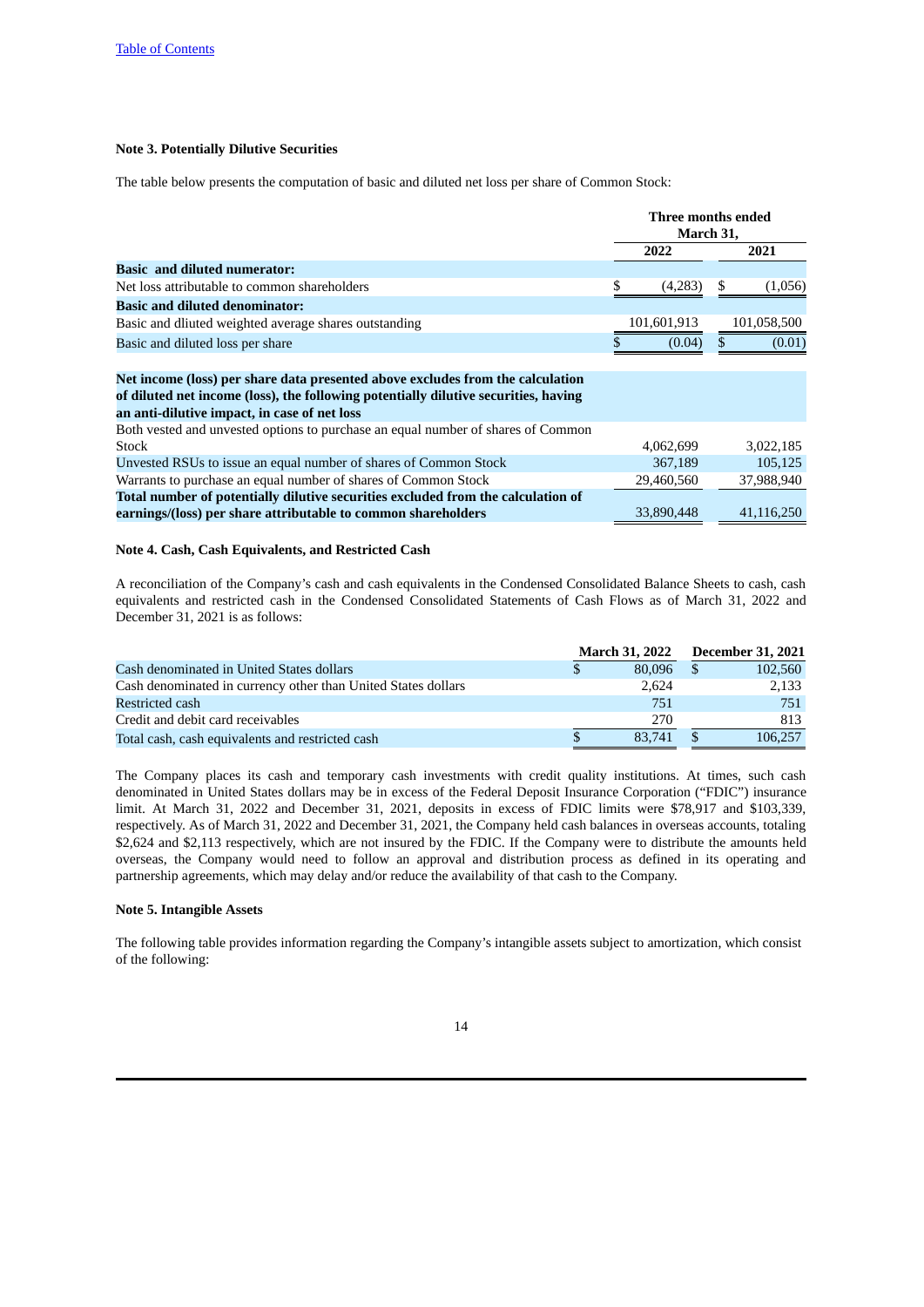**Note 3. Potentially Dilutive Securities**

The table below presents the computation of basic and diluted net loss per share of Common Stock:

| | Three months ended March 31, | |
|---|---|---|
| | 2022 | 2021 |
| **Basic and diluted numerator:** | | |
| Net loss attributable to common shareholders | $ (4,283) | $ (1,056) |
| **Basic and diluted denominator:** | | |
| Basic and dliuted weighted average shares outstanding | 101,601,913 | 101,058,500 |
| Basic and diluted loss per share | $ (0.04) | $ (0.01) |
| | | |
| **Net income (loss) per share data presented above excludes from the calculation of diluted net income (loss), the following potentially dilutive securities, having an anti-dilutive impact, in case of net loss** | | |
| Both vested and unvested options to purchase an equal number of shares of Common Stock | 4,062,699 | 3,022,185 |
| Unvested RSUs to issue an equal number of shares of Common Stock | 367,189 | 105,125 |
| Warrants to purchase an equal number of shares of Common Stock | 29,460,560 | 37,988,940 |
| **Total number of potentially dilutive securities excluded from the calculation of earnings/(loss) per share attributable to common shareholders** | 33,890,448 | 41,116,250 |

**Note 4. Cash, Cash Equivalents, and Restricted Cash**

A reconciliation of the Company's cash and cash equivalents in the Condensed Consolidated Balance Sheets to cash, cash equivalents and restricted cash in the Condensed Consolidated Statements of Cash Flows as of March 31, 2022 and December 31, 2021 is as follows:

| | March 31, 2022 | December 31, 2021 |
|---|---|---|
| Cash denominated in United States dollars | $ 80,096 | $ 102,560 |
| Cash denominated in currency other than United States dollars | 2,624 | 2,133 |
| Restricted cash | 751 | 751 |
| Credit and debit card receivables | 270 | 813 |
| Total cash, cash equivalents and restricted cash | $ 83,741 | $ 106,257 |

The Company places its cash and temporary cash investments with credit quality institutions. At times, such cash denominated in United States dollars may be in excess of the Federal Deposit Insurance Corporation ("FDIC") insurance limit. At March 31, 2022 and December 31, 2021, deposits in excess of FDIC limits were $78,917 and $103,339, respectively. As of March 31, 2022 and December 31, 2021, the Company held cash balances in overseas accounts, totaling $2,624 and $2,113 respectively, which are not insured by the FDIC. If the Company were to distribute the amounts held overseas, the Company would need to follow an approval and distribution process as defined in its operating and partnership agreements, which may delay and/or reduce the availability of that cash to the Company.

**Note 5. Intangible Assets**

The following table provides information regarding the Company's intangible assets subject to amortization, which consist of the following: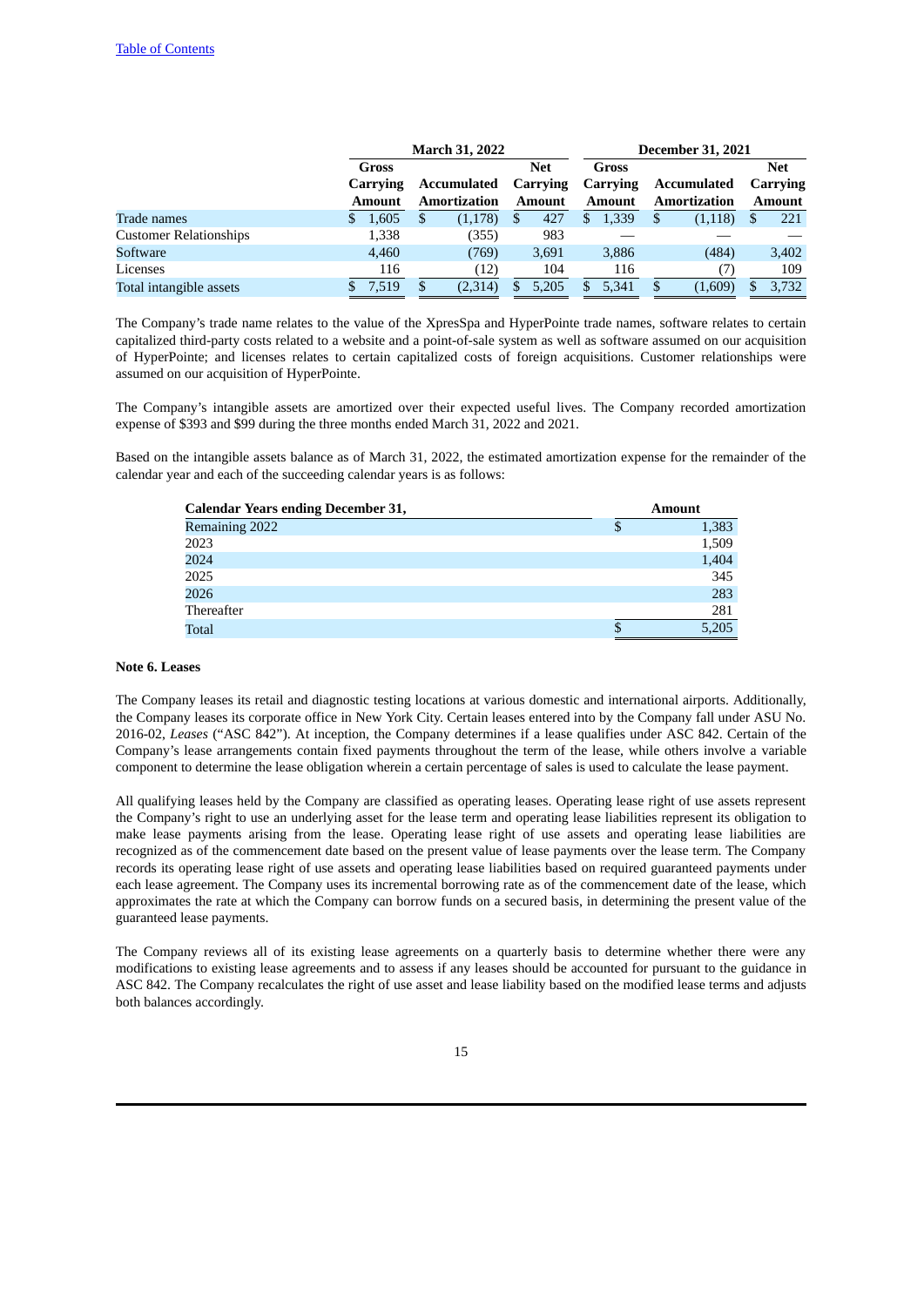|  | March 31, 2022 |  |  | December 31, 2021 |  |  |
|---|---|---|---|---|---|---|
|  | Gross Carrying Amount | Accumulated Amortization | Net Carrying Amount | Gross Carrying Amount | Accumulated Amortization | Net Carrying Amount |
| Trade names | $ 1,605 | $ (1,178) | $ 427 | $ 1,339 | $ (1,118) | $ 221 |
| Customer Relationships | 1,338 | (355) | 983 | — | — | — |
| Software | 4,460 | (769) | 3,691 | 3,886 | (484) | 3,402 |
| Licenses | 116 | (12) | 104 | 116 | (7) | 109 |
| Total intangible assets | $ 7,519 | $ (2,314) | $ 5,205 | $ 5,341 | $ (1,609) | $ 3,732 |

The Company's trade name relates to the value of the XpresSpa and HyperPointe trade names, software relates to certain capitalized third-party costs related to a website and a point-of-sale system as well as software assumed on our acquisition of HyperPointe; and licenses relates to certain capitalized costs of foreign acquisitions. Customer relationships were assumed on our acquisition of HyperPointe.

The Company's intangible assets are amortized over their expected useful lives. The Company recorded amortization expense of $393 and $99 during the three months ended March 31, 2022 and 2021.

Based on the intangible assets balance as of March 31, 2022, the estimated amortization expense for the remainder of the calendar year and each of the succeeding calendar years is as follows:

| Calendar Years ending December 31, | Amount |
|---|---|
| Remaining 2022 | $ 1,383 |
| 2023 | 1,509 |
| 2024 | 1,404 |
| 2025 | 345 |
| 2026 | 283 |
| Thereafter | 281 |
| Total | $ 5,205 |

**Note 6. Leases**

The Company leases its retail and diagnostic testing locations at various domestic and international airports. Additionally, the Company leases its corporate office in New York City. Certain leases entered into by the Company fall under ASU No. 2016-02, *Leases* ("ASC 842"). At inception, the Company determines if a lease qualifies under ASC 842. Certain of the Company's lease arrangements contain fixed payments throughout the term of the lease, while others involve a variable component to determine the lease obligation wherein a certain percentage of sales is used to calculate the lease payment.

All qualifying leases held by the Company are classified as operating leases. Operating lease right of use assets represent the Company's right to use an underlying asset for the lease term and operating lease liabilities represent its obligation to make lease payments arising from the lease. Operating lease right of use assets and operating lease liabilities are recognized as of the commencement date based on the present value of lease payments over the lease term. The Company records its operating lease right of use assets and operating lease liabilities based on required guaranteed payments under each lease agreement. The Company uses its incremental borrowing rate as of the commencement date of the lease, which approximates the rate at which the Company can borrow funds on a secured basis, in determining the present value of the guaranteed lease payments.

The Company reviews all of its existing lease agreements on a quarterly basis to determine whether there were any modifications to existing lease agreements and to assess if any leases should be accounted for pursuant to the guidance in ASC 842. The Company recalculates the right of use asset and lease liability based on the modified lease terms and adjusts both balances accordingly.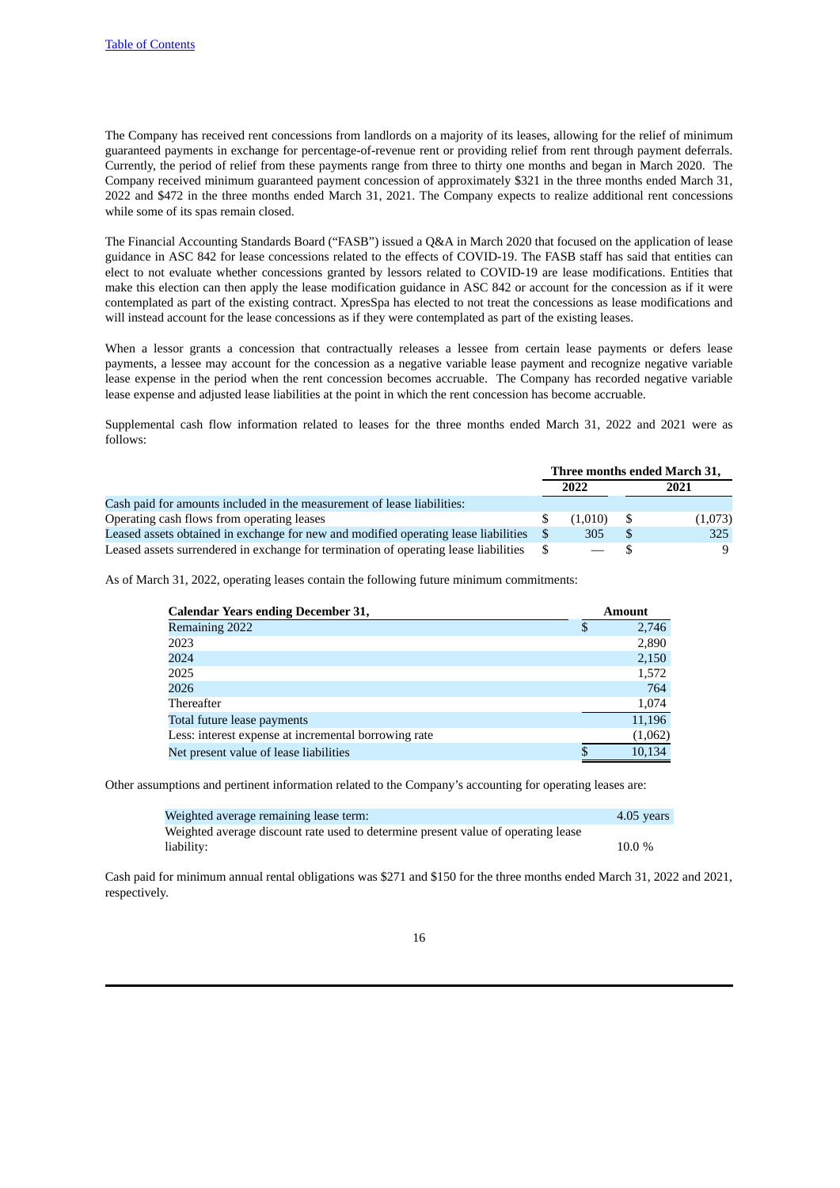The Company has received rent concessions from landlords on a majority of its leases, allowing for the relief of minimum guaranteed payments in exchange for percentage-of-revenue rent or providing relief from rent through payment deferrals. Currently, the period of relief from these payments range from three to thirty one months and began in March 2020. The Company received minimum guaranteed payment concession of approximately $321 in the three months ended March 31, 2022 and $472 in the three months ended March 31, 2021. The Company expects to realize additional rent concessions while some of its spas remain closed.

The Financial Accounting Standards Board ("FASB") issued a Q&A in March 2020 that focused on the application of lease guidance in ASC 842 for lease concessions related to the effects of COVID-19. The FASB staff has said that entities can elect to not evaluate whether concessions granted by lessors related to COVID-19 are lease modifications. Entities that make this election can then apply the lease modification guidance in ASC 842 or account for the concession as if it were contemplated as part of the existing contract. XpresSpa has elected to not treat the concessions as lease modifications and will instead account for the lease concessions as if they were contemplated as part of the existing leases.

When a lessor grants a concession that contractually releases a lessee from certain lease payments or defers lease payments, a lessee may account for the concession as a negative variable lease payment and recognize negative variable lease expense in the period when the rent concession becomes accruable. The Company has recorded negative variable lease expense and adjusted lease liabilities at the point in which the rent concession has become accruable.

Supplemental cash flow information related to leases for the three months ended March 31, 2022 and 2021 were as follows:

| | Three months ended March 31, | |
|---|---|---|
| | 2022 | 2021 |
| Cash paid for amounts included in the measurement of lease liabilities: | | |
| Operating cash flows from operating leases | $ (1,010) | $ (1,073) |
| Leased assets obtained in exchange for new and modified operating lease liabilities | $ 305 | $ 325 |
| Leased assets surrendered in exchange for termination of operating lease liabilities | $ — | $ 9 |

As of March 31, 2022, operating leases contain the following future minimum commitments:

| Calendar Years ending December 31, | Amount |
|---|---|
| Remaining 2022 | $ 2,746 |
| 2023 | 2,890 |
| 2024 | 2,150 |
| 2025 | 1,572 |
| 2026 | 764 |
| Thereafter | 1,074 |
| Total future lease payments | 11,196 |
| Less: interest expense at incremental borrowing rate | (1,062) |
| Net present value of lease liabilities | $ 10,134 |

Other assumptions and pertinent information related to the Company's accounting for operating leases are:

| | |
|---|---|
| Weighted average remaining lease term: | 4.05 years |
| Weighted average discount rate used to determine present value of operating lease liability: | 10.0 % |

Cash paid for minimum annual rental obligations was $271 and $150 for the three months ended March 31, 2022 and 2021, respectively.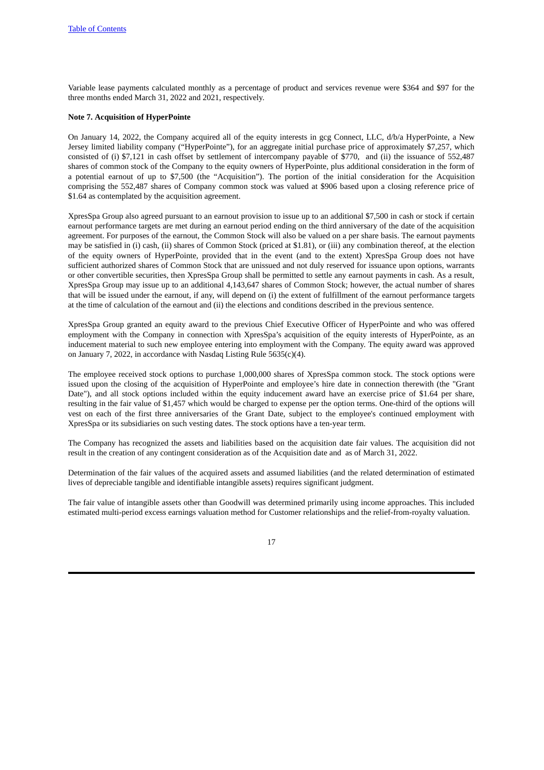Variable lease payments calculated monthly as a percentage of product and services revenue were $364 and $97 for the three months ended March 31, 2022 and 2021, respectively.

**Note 7. Acquisition of HyperPointe**

On January 14, 2022, the Company acquired all of the equity interests in gcg Connect, LLC, d/b/a HyperPointe, a New Jersey limited liability company ("HyperPointe"), for an aggregate initial purchase price of approximately $7,257, which consisted of (i) $7,121 in cash offset by settlement of intercompany payable of $770, and (ii) the issuance of 552,487 shares of common stock of the Company to the equity owners of HyperPointe, plus additional consideration in the form of a potential earnout of up to $7,500 (the "Acquisition"). The portion of the initial consideration for the Acquisition comprising the 552,487 shares of Company common stock was valued at $906 based upon a closing reference price of $1.64 as contemplated by the acquisition agreement.

XpresSpa Group also agreed pursuant to an earnout provision to issue up to an additional $7,500 in cash or stock if certain earnout performance targets are met during an earnout period ending on the third anniversary of the date of the acquisition agreement. For purposes of the earnout, the Common Stock will also be valued on a per share basis. The earnout payments may be satisfied in (i) cash, (ii) shares of Common Stock (priced at $1.81), or (iii) any combination thereof, at the election of the equity owners of HyperPointe, provided that in the event (and to the extent) XpresSpa Group does not have sufficient authorized shares of Common Stock that are unissued and not duly reserved for issuance upon options, warrants or other convertible securities, then XpresSpa Group shall be permitted to settle any earnout payments in cash. As a result, XpresSpa Group may issue up to an additional 4,143,647 shares of Common Stock; however, the actual number of shares that will be issued under the earnout, if any, will depend on (i) the extent of fulfillment of the earnout performance targets at the time of calculation of the earnout and (ii) the elections and conditions described in the previous sentence.

XpresSpa Group granted an equity award to the previous Chief Executive Officer of HyperPointe and who was offered employment with the Company in connection with XpresSpa's acquisition of the equity interests of HyperPointe, as an inducement material to such new employee entering into employment with the Company. The equity award was approved on January 7, 2022, in accordance with Nasdaq Listing Rule 5635(c)(4).

The employee received stock options to purchase 1,000,000 shares of XpresSpa common stock. The stock options were issued upon the closing of the acquisition of HyperPointe and employee's hire date in connection therewith (the "Grant Date"), and all stock options included within the equity inducement award have an exercise price of $1.64 per share, resulting in the fair value of $1,457 which would be charged to expense per the option terms. One-third of the options will vest on each of the first three anniversaries of the Grant Date, subject to the employee's continued employment with XpresSpa or its subsidiaries on such vesting dates. The stock options have a ten-year term.

The Company has recognized the assets and liabilities based on the acquisition date fair values. The acquisition did not result in the creation of any contingent consideration as of the Acquisition date and as of March 31, 2022.

Determination of the fair values of the acquired assets and assumed liabilities (and the related determination of estimated lives of depreciable tangible and identifiable intangible assets) requires significant judgment.

The fair value of intangible assets other than Goodwill was determined primarily using income approaches. This included estimated multi-period excess earnings valuation method for Customer relationships and the relief-from-royalty valuation.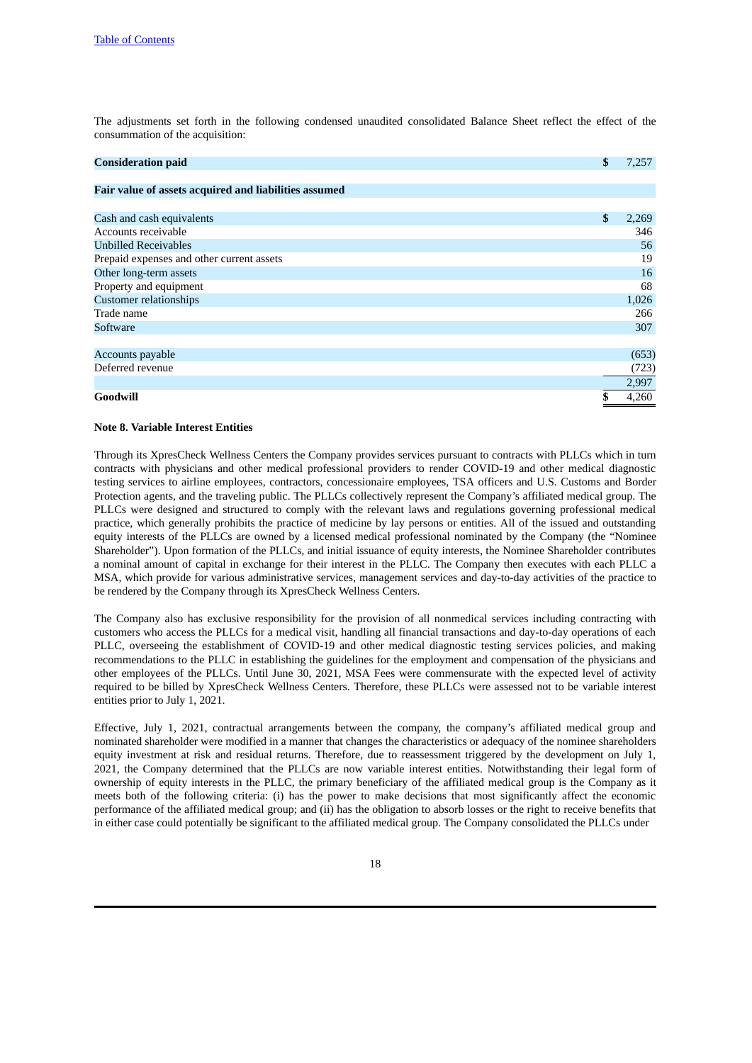The adjustments set forth in the following condensed unaudited consolidated Balance Sheet reflect the effect of the consummation of the acquisition:

| | |
|---|---|
| **Consideration paid** | $ 7,257 |
| | |
| **Fair value of assets acquired and liabilities assumed** | |
| | |
| Cash and cash equivalents | $ 2,269 |
| Accounts receivable | 346 |
| Unbilled Receivables | 56 |
| Prepaid expenses and other current assets | 19 |
| Other long-term assets | 16 |
| Property and equipment | 68 |
| Customer relationships | 1,026 |
| Trade name | 266 |
| Software | 307 |
| | |
| Accounts payable | (653) |
| Deferred revenue | (723) |
| | 2,997 |
| **Goodwill** | $ 4,260 |

**Note 8. Variable Interest Entities**

Through its XpresCheck Wellness Centers the Company provides services pursuant to contracts with PLLCs which in turn contracts with physicians and other medical professional providers to render COVID-19 and other medical diagnostic testing services to airline employees, contractors, concessionaire employees, TSA officers and U.S. Customs and Border Protection agents, and the traveling public. The PLLCs collectively represent the Company's affiliated medical group. The PLLCs were designed and structured to comply with the relevant laws and regulations governing professional medical practice, which generally prohibits the practice of medicine by lay persons or entities. All of the issued and outstanding equity interests of the PLLCs are owned by a licensed medical professional nominated by the Company (the "Nominee Shareholder"). Upon formation of the PLLCs, and initial issuance of equity interests, the Nominee Shareholder contributes a nominal amount of capital in exchange for their interest in the PLLC. The Company then executes with each PLLC a MSA, which provide for various administrative services, management services and day-to-day activities of the practice to be rendered by the Company through its XpresCheck Wellness Centers.

The Company also has exclusive responsibility for the provision of all nonmedical services including contracting with customers who access the PLLCs for a medical visit, handling all financial transactions and day-to-day operations of each PLLC, overseeing the establishment of COVID-19 and other medical diagnostic testing services policies, and making recommendations to the PLLC in establishing the guidelines for the employment and compensation of the physicians and other employees of the PLLCs. Until June 30, 2021, MSA Fees were commensurate with the expected level of activity required to be billed by XpresCheck Wellness Centers. Therefore, these PLLCs were assessed not to be variable interest entities prior to July 1, 2021.

Effective, July 1, 2021, contractual arrangements between the company, the company's affiliated medical group and nominated shareholder were modified in a manner that changes the characteristics or adequacy of the nominee shareholders equity investment at risk and residual returns. Therefore, due to reassessment triggered by the development on July 1, 2021, the Company determined that the PLLCs are now variable interest entities. Notwithstanding their legal form of ownership of equity interests in the PLLC, the primary beneficiary of the affiliated medical group is the Company as it meets both of the following criteria: (i) has the power to make decisions that most significantly affect the economic performance of the affiliated medical group; and (ii) has the obligation to absorb losses or the right to receive benefits that in either case could potentially be significant to the affiliated medical group. The Company consolidated the PLLCs under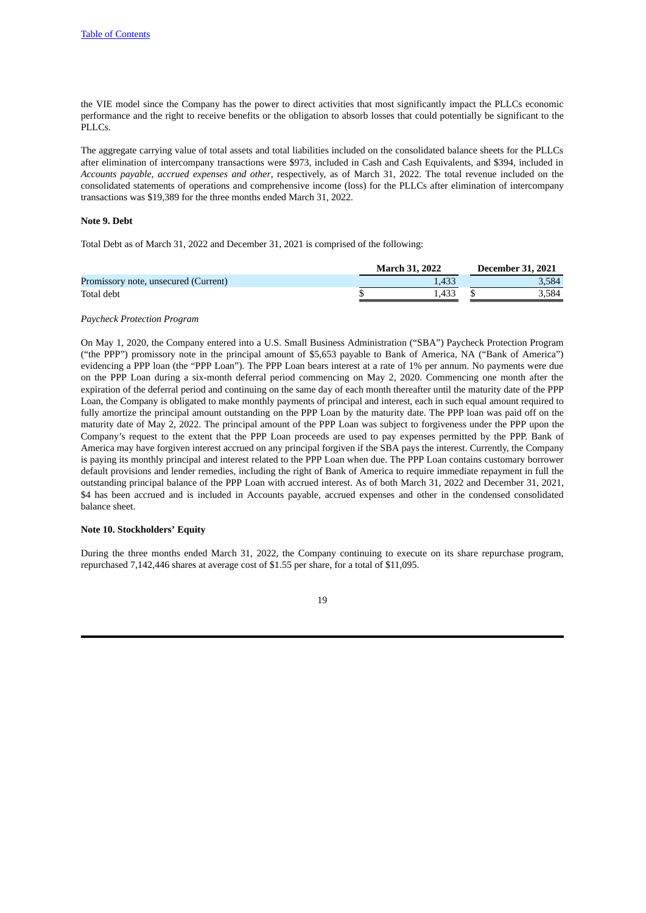the VIE model since the Company has the power to direct activities that most significantly impact the PLLCs economic performance and the right to receive benefits or the obligation to absorb losses that could potentially be significant to the PLLCs.

The aggregate carrying value of total assets and total liabilities included on the consolidated balance sheets for the PLLCs after elimination of intercompany transactions were $973, included in Cash and Cash Equivalents, and $394, included in *Accounts payable, accrued expenses and other*, respectively, as of March 31, 2022. The total revenue included on the consolidated statements of operations and comprehensive income (loss) for the PLLCs after elimination of intercompany transactions was $19,389 for the three months ended March 31, 2022.

**Note 9. Debt**

Total Debt as of March 31, 2022 and December 31, 2021 is comprised of the following:

| | March 31, 2022 | December 31, 2021 |
|---|---|---|
| Promissory note, unsecured (Current) | 1,433 | 3,584 |
| Total debt | $ 1,433 | $ 3,584 |

*Paycheck Protection Program*

On May 1, 2020, the Company entered into a U.S. Small Business Administration ("SBA") Paycheck Protection Program ("the PPP") promissory note in the principal amount of $5,653 payable to Bank of America, NA ("Bank of America") evidencing a PPP loan (the "PPP Loan"). The PPP Loan bears interest at a rate of 1% per annum. No payments were due on the PPP Loan during a six-month deferral period commencing on May 2, 2020. Commencing one month after the expiration of the deferral period and continuing on the same day of each month thereafter until the maturity date of the PPP Loan, the Company is obligated to make monthly payments of principal and interest, each in such equal amount required to fully amortize the principal amount outstanding on the PPP Loan by the maturity date. The PPP loan was paid off on the maturity date of May 2, 2022. The principal amount of the PPP Loan was subject to forgiveness under the PPP upon the Company's request to the extent that the PPP Loan proceeds are used to pay expenses permitted by the PPP. Bank of America may have forgiven interest accrued on any principal forgiven if the SBA pays the interest. Currently, the Company is paying its monthly principal and interest related to the PPP Loan when due. The PPP Loan contains customary borrower default provisions and lender remedies, including the right of Bank of America to require immediate repayment in full the outstanding principal balance of the PPP Loan with accrued interest. As of both March 31, 2022 and December 31, 2021, $4 has been accrued and is included in Accounts payable, accrued expenses and other in the condensed consolidated balance sheet.

**Note 10. Stockholders' Equity**

During the three months ended March 31, 2022, the Company continuing to execute on its share repurchase program, repurchased 7,142,446 shares at average cost of $1.55 per share, for a total of $11,095.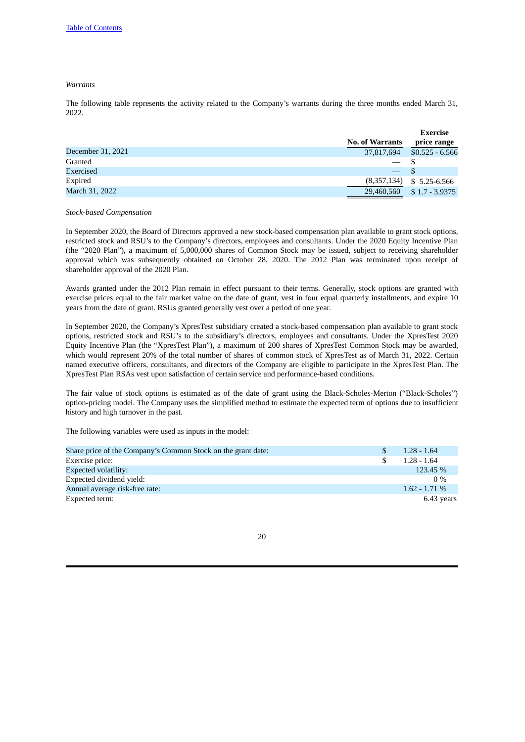*Warrants*

The following table represents the activity related to the Company's warrants during the three months ended March 31, 2022.

| | No. of Warrants | Exercise price range |
|---|---|---|
| December 31, 2021 | 37,817,694 | $0.525 - 6.566 |
| Granted | — | $ |
| Exercised | — | $ |
| Expired | (8,357,134) | $ 5.25-6.566 |
| March 31, 2022 | 29,460,560 | $ 1.7 - 3.9375 |

*Stock-based Compensation*

In September 2020, the Board of Directors approved a new stock-based compensation plan available to grant stock options, restricted stock and RSU's to the Company's directors, employees and consultants. Under the 2020 Equity Incentive Plan (the "2020 Plan"), a maximum of 5,000,000 shares of Common Stock may be issued, subject to receiving shareholder approval which was subsequently obtained on October 28, 2020. The 2012 Plan was terminated upon receipt of shareholder approval of the 2020 Plan.

Awards granted under the 2012 Plan remain in effect pursuant to their terms. Generally, stock options are granted with exercise prices equal to the fair market value on the date of grant, vest in four equal quarterly installments, and expire 10 years from the date of grant. RSUs granted generally vest over a period of one year.

In September 2020, the Company's XpresTest subsidiary created a stock-based compensation plan available to grant stock options, restricted stock and RSU's to the subsidiary's directors, employees and consultants. Under the XpresTest 2020 Equity Incentive Plan (the "XpresTest Plan"), a maximum of 200 shares of XpresTest Common Stock may be awarded, which would represent 20% of the total number of shares of common stock of XpresTest as of March 31, 2022. Certain named executive officers, consultants, and directors of the Company are eligible to participate in the XpresTest Plan. The XpresTest Plan RSAs vest upon satisfaction of certain service and performance-based conditions.

The fair value of stock options is estimated as of the date of grant using the Black-Scholes-Merton ("Black-Scholes") option-pricing model. The Company uses the simplified method to estimate the expected term of options due to insufficient history and high turnover in the past.

The following variables were used as inputs in the model:

| | |
|---|---|
| Share price of the Company's Common Stock on the grant date: | $ 1.28 - 1.64 |
| Exercise price: | $ 1.28 - 1.64 |
| Expected volatility: | 123.45 % |
| Expected dividend yield: | 0 % |
| Annual average risk-free rate: | 1.62 - 1.71 % |
| Expected term: | 6.43 years |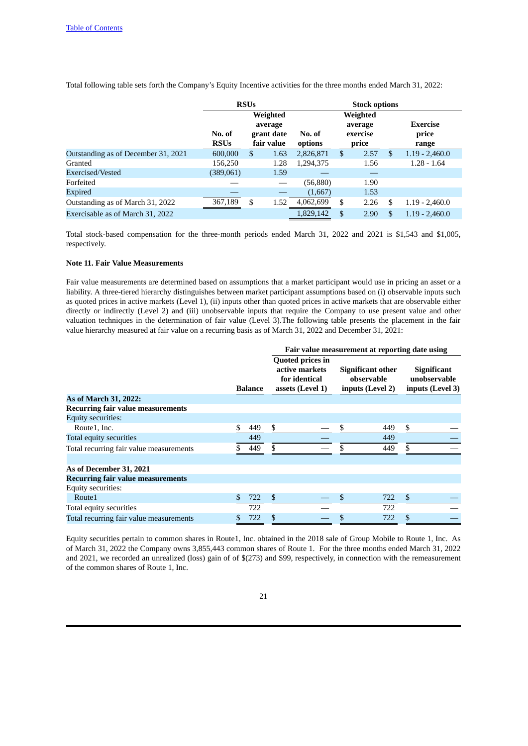Total following table sets forth the Company's Equity Incentive activities for the three months ended March 31, 2022:

| | RSUs | | Stock options | | |
|---|---|---|---|---|---|
| | No. of RSUs | Weighted average grant date fair value | No. of options | Weighted average exercise price | Exercise price range |
| Outstanding as of December 31, 2021 | 600,000 | $ 1.63 | 2,826,871 | $ 2.57 | $ 1.19 - 2,460.0 |
| Granted | 156,250 | 1.28 | 1,294,375 | 1.56 | 1.28 - 1.64 |
| Exercised/Vested | (389,061) | 1.59 | — | — | |
| Forfeited | — | — | (56,880) | 1.90 | |
| Expired | — | — | (1,667) | 1.53 | |
| Outstanding as of March 31, 2022 | 367,189 | $ 1.52 | 4,062,699 | $ 2.26 | $ 1.19 - 2,460.0 |
| Exercisable as of March 31, 2022 | | | 1,829,142 | $ 2.90 | $ 1.19 - 2,460.0 |

Total stock-based compensation for the three-month periods ended March 31, 2022 and 2021 is $1,543 and $1,005, respectively.

**Note 11. Fair Value Measurements**

Fair value measurements are determined based on assumptions that a market participant would use in pricing an asset or a liability. A three-tiered hierarchy distinguishes between market participant assumptions based on (i) observable inputs such as quoted prices in active markets (Level 1), (ii) inputs other than quoted prices in active markets that are observable either directly or indirectly (Level 2) and (iii) unobservable inputs that require the Company to use present value and other valuation techniques in the determination of fair value (Level 3).The following table presents the placement in the fair value hierarchy measured at fair value on a recurring basis as of March 31, 2022 and December 31, 2021:

| | | Fair value measurement at reporting date using | | |
|---|---|---|---|---|
| | Balance | Quoted prices in active markets for identical assets (Level 1) | Significant other observable inputs (Level 2) | Significant unobservable inputs (Level 3) |
| **As of March 31, 2022:** | | | | |
| **Recurring fair value measurements** | | | | |
| Equity securities: | | | | |
| Route1, Inc. | $ 449 | $ — | $ 449 | $ — |
| Total equity securities | 449 | — | 449 | — |
| Total recurring fair value measurements | $ 449 | $ — | $ 449 | $ — |
| | | | | |
| **As of December 31, 2021** | | | | |
| **Recurring fair value measurements** | | | | |
| Equity securities: | | | | |
| Route1 | $ 722 | $ — | $ 722 | $ — |
| Total equity securities | 722 | — | 722 | — |
| Total recurring fair value measurements | $ 722 | $ — | $ 722 | $ — |

Equity securities pertain to common shares in Route1, Inc. obtained in the 2018 sale of Group Mobile to Route 1, Inc. As of March 31, 2022 the Company owns 3,855,443 common shares of Route 1. For the three months ended March 31, 2022 and 2021, we recorded an unrealized (loss) gain of of $(273) and $99, respectively, in connection with the remeasurement of the common shares of Route 1, Inc.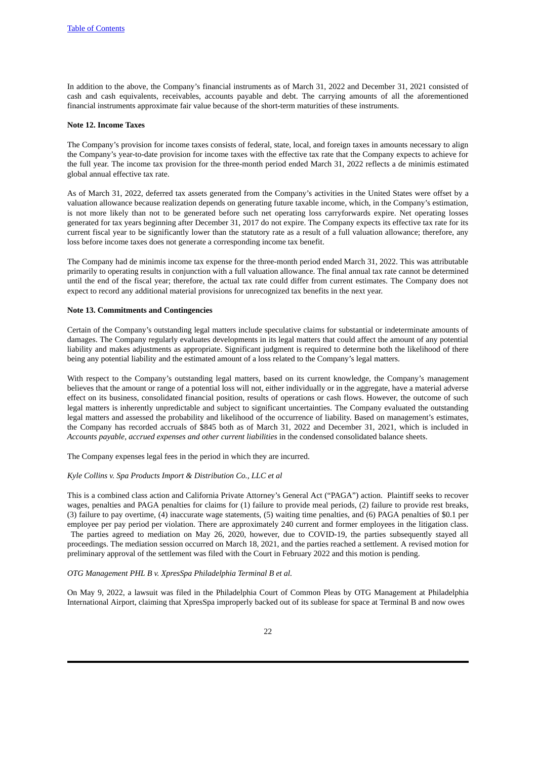In addition to the above, the Company's financial instruments as of March 31, 2022 and December 31, 2021 consisted of cash and cash equivalents, receivables, accounts payable and debt. The carrying amounts of all the aforementioned financial instruments approximate fair value because of the short-term maturities of these instruments.

**Note 12. Income Taxes**

The Company's provision for income taxes consists of federal, state, local, and foreign taxes in amounts necessary to align the Company's year-to-date provision for income taxes with the effective tax rate that the Company expects to achieve for the full year. The income tax provision for the three-month period ended March 31, 2022 reflects a de minimis estimated global annual effective tax rate.

As of March 31, 2022, deferred tax assets generated from the Company's activities in the United States were offset by a valuation allowance because realization depends on generating future taxable income, which, in the Company's estimation, is not more likely than not to be generated before such net operating loss carryforwards expire. Net operating losses generated for tax years beginning after December 31, 2017 do not expire. The Company expects its effective tax rate for its current fiscal year to be significantly lower than the statutory rate as a result of a full valuation allowance; therefore, any loss before income taxes does not generate a corresponding income tax benefit.

The Company had de minimis income tax expense for the three-month period ended March 31, 2022. This was attributable primarily to operating results in conjunction with a full valuation allowance. The final annual tax rate cannot be determined until the end of the fiscal year; therefore, the actual tax rate could differ from current estimates. The Company does not expect to record any additional material provisions for unrecognized tax benefits in the next year.

**Note 13. Commitments and Contingencies**

Certain of the Company's outstanding legal matters include speculative claims for substantial or indeterminate amounts of damages. The Company regularly evaluates developments in its legal matters that could affect the amount of any potential liability and makes adjustments as appropriate. Significant judgment is required to determine both the likelihood of there being any potential liability and the estimated amount of a loss related to the Company's legal matters.

With respect to the Company's outstanding legal matters, based on its current knowledge, the Company's management believes that the amount or range of a potential loss will not, either individually or in the aggregate, have a material adverse effect on its business, consolidated financial position, results of operations or cash flows. However, the outcome of such legal matters is inherently unpredictable and subject to significant uncertainties. The Company evaluated the outstanding legal matters and assessed the probability and likelihood of the occurrence of liability. Based on management's estimates, the Company has recorded accruals of $845 both as of March 31, 2022 and December 31, 2021, which is included in *Accounts payable, accrued expenses and other current liabilities* in the condensed consolidated balance sheets.

The Company expenses legal fees in the period in which they are incurred.

*Kyle Collins v. Spa Products Import & Distribution Co., LLC et al*

This is a combined class action and California Private Attorney's General Act ("PAGA") action. Plaintiff seeks to recover wages, penalties and PAGA penalties for claims for (1) failure to provide meal periods, (2) failure to provide rest breaks, (3) failure to pay overtime, (4) inaccurate wage statements, (5) waiting time penalties, and (6) PAGA penalties of $0.1 per employee per pay period per violation. There are approximately 240 current and former employees in the litigation class. The parties agreed to mediation on May 26, 2020, however, due to COVID-19, the parties subsequently stayed all proceedings. The mediation session occurred on March 18, 2021, and the parties reached a settlement. A revised motion for preliminary approval of the settlement was filed with the Court in February 2022 and this motion is pending.

*OTG Management PHL B v. XpresSpa Philadelphia Terminal B et al.*

On May 9, 2022, a lawsuit was filed in the Philadelphia Court of Common Pleas by OTG Management at Philadelphia International Airport, claiming that XpresSpa improperly backed out of its sublease for space at Terminal B and now owes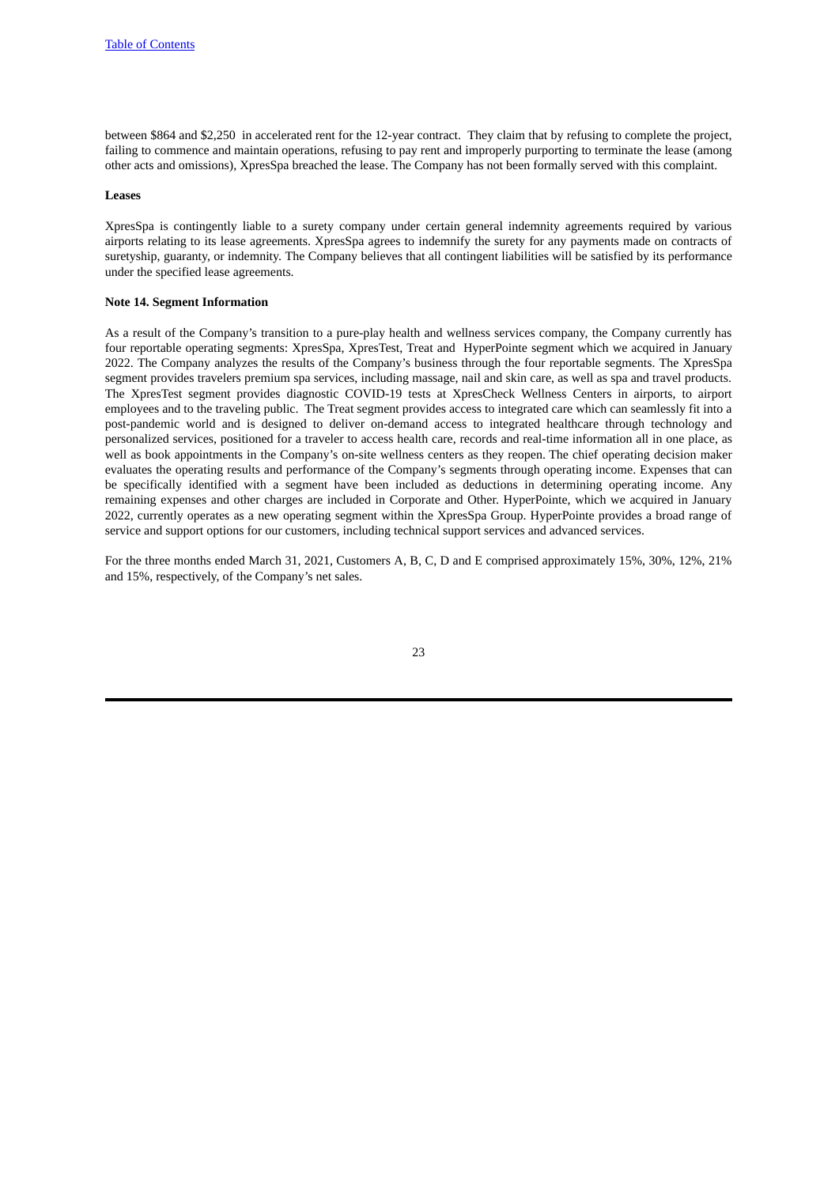between $864 and $2,250 in accelerated rent for the 12-year contract. They claim that by refusing to complete the project, failing to commence and maintain operations, refusing to pay rent and improperly purporting to terminate the lease (among other acts and omissions), XpresSpa breached the lease. The Company has not been formally served with this complaint.

**Leases**

XpresSpa is contingently liable to a surety company under certain general indemnity agreements required by various airports relating to its lease agreements. XpresSpa agrees to indemnify the surety for any payments made on contracts of suretyship, guaranty, or indemnity. The Company believes that all contingent liabilities will be satisfied by its performance under the specified lease agreements.

**Note 14. Segment Information**

As a result of the Company's transition to a pure-play health and wellness services company, the Company currently has four reportable operating segments: XpresSpa, XpresTest, Treat and HyperPointe segment which we acquired in January 2022. The Company analyzes the results of the Company's business through the four reportable segments. The XpresSpa segment provides travelers premium spa services, including massage, nail and skin care, as well as spa and travel products. The XpresTest segment provides diagnostic COVID-19 tests at XpresCheck Wellness Centers in airports, to airport employees and to the traveling public. The Treat segment provides access to integrated care which can seamlessly fit into a post-pandemic world and is designed to deliver on-demand access to integrated healthcare through technology and personalized services, positioned for a traveler to access health care, records and real-time information all in one place, as well as book appointments in the Company's on-site wellness centers as they reopen. The chief operating decision maker evaluates the operating results and performance of the Company's segments through operating income. Expenses that can be specifically identified with a segment have been included as deductions in determining operating income. Any remaining expenses and other charges are included in Corporate and Other. HyperPointe, which we acquired in January 2022, currently operates as a new operating segment within the XpresSpa Group. HyperPointe provides a broad range of service and support options for our customers, including technical support services and advanced services.

For the three months ended March 31, 2021, Customers A, B, C, D and E comprised approximately 15%, 30%, 12%, 21% and 15%, respectively, of the Company's net sales.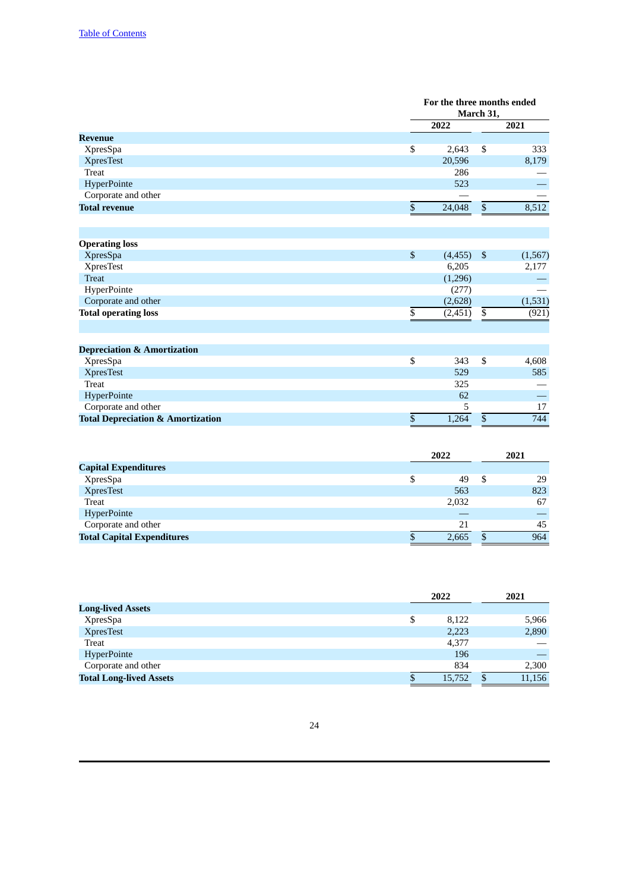| | For the three months ended March 31, | |
|---|---|---|
| | 2022 | 2021 |
| **Revenue** | | |
| XpresSpa | $ 2,643 | $ 333 |
| XpresTest | 20,596 | 8,179 |
| Treat | 286 | — |
| HyperPointe | 523 | — |
| Corporate and other | — | — |
| **Total revenue** | $ 24,048 | $ 8,512 |
| | | |
| **Operating loss** | | |
| XpresSpa | $ (4,455) | $ (1,567) |
| XpresTest | 6,205 | 2,177 |
| Treat | (1,296) | — |
| HyperPointe | (277) | — |
| Corporate and other | (2,628) | (1,531) |
| **Total operating loss** | $ (2,451) | $ (921) |
| | | |
| **Depreciation & Amortization** | | |
| XpresSpa | $ 343 | $ 4,608 |
| XpresTest | 529 | 585 |
| Treat | 325 | — |
| HyperPointe | 62 | — |
| Corporate and other | 5 | 17 |
| **Total Depreciation & Amortization** | $ 1,264 | $ 744 |

| | 2022 | 2021 |
|---|---|---|
| **Capital Expenditures** | | |
| XpresSpa | $ 49 | $ 29 |
| XpresTest | 563 | 823 |
| Treat | 2,032 | 67 |
| HyperPointe | — | — |
| Corporate and other | 21 | 45 |
| **Total Capital Expenditures** | $ 2,665 | $ 964 |

| | 2022 | 2021 |
|---|---|---|
| **Long-lived Assets** | | |
| XpresSpa | $ 8,122 | 5,966 |
| XpresTest | 2,223 | 2,890 |
| Treat | 4,377 | — |
| HyperPointe | 196 | — |
| Corporate and other | 834 | 2,300 |
| **Total Long-lived Assets** | $ 15,752 | $ 11,156 |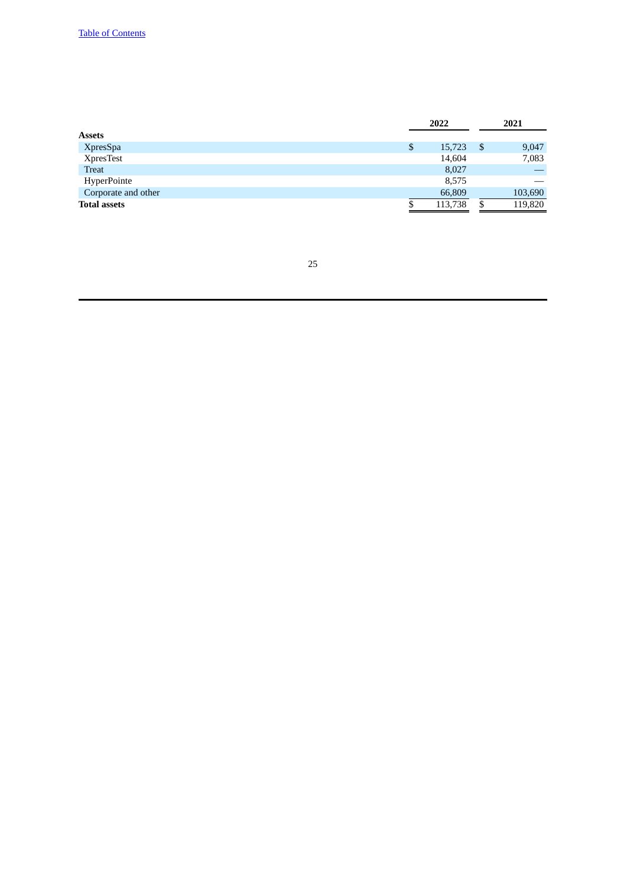| | 2022 | 2021 |
|---|---|---|
| **Assets** | | |
| XpresSpa | $ 15,723 | $ 9,047 |
| XpresTest | 14,604 | 7,083 |
| Treat | 8,027 | — |
| HyperPointe | 8,575 | — |
| Corporate and other | 66,809 | 103,690 |
| **Total assets** | $ 113,738 | $ 119,820 |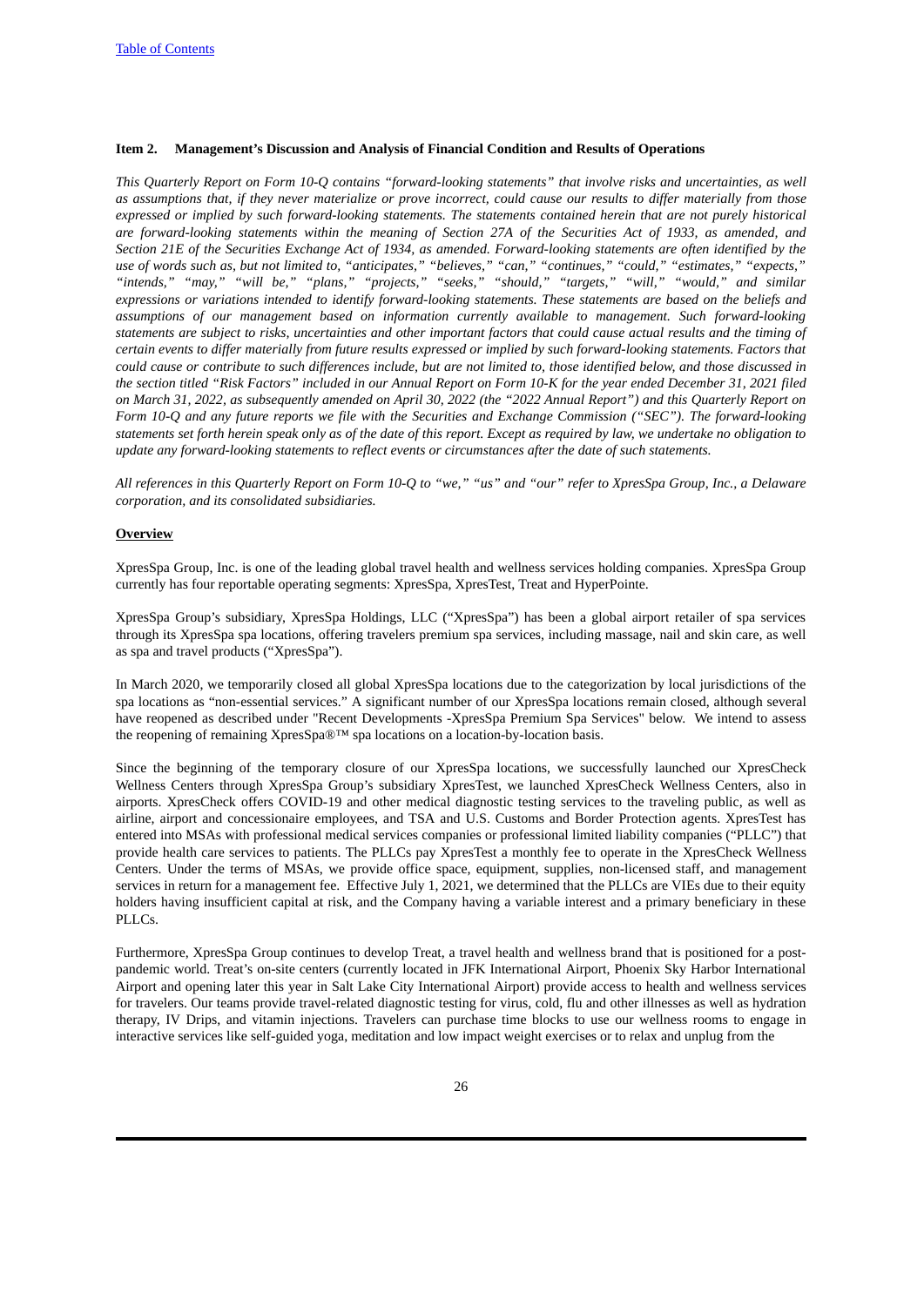### Item 2. Management's Discussion and Analysis of Financial Condition and Results of Operations

*This Quarterly Report on Form 10-Q contains "forward-looking statements" that involve risks and uncertainties, as well as assumptions that, if they never materialize or prove incorrect, could cause our results to differ materially from those expressed or implied by such forward-looking statements. The statements contained herein that are not purely historical are forward-looking statements within the meaning of Section 27A of the Securities Act of 1933, as amended, and Section 21E of the Securities Exchange Act of 1934, as amended. Forward-looking statements are often identified by the use of words such as, but not limited to, "anticipates," "believes," "can," "continues," "could," "estimates," "expects," "intends," "may," "will be," "plans," "projects," "seeks," "should," "targets," "will," "would," and similar expressions or variations intended to identify forward-looking statements. These statements are based on the beliefs and assumptions of our management based on information currently available to management. Such forward-looking statements are subject to risks, uncertainties and other important factors that could cause actual results and the timing of certain events to differ materially from future results expressed or implied by such forward-looking statements. Factors that could cause or contribute to such differences include, but are not limited to, those identified below, and those discussed in the section titled "Risk Factors" included in our Annual Report on Form 10-K for the year ended December 31, 2021 filed on March 31, 2022, as subsequently amended on April 30, 2022 (the "2022 Annual Report") and this Quarterly Report on Form 10-Q and any future reports we file with the Securities and Exchange Commission ("SEC"). The forward-looking statements set forth herein speak only as of the date of this report. Except as required by law, we undertake no obligation to update any forward-looking statements to reflect events or circumstances after the date of such statements.*

*All references in this Quarterly Report on Form 10-Q to "we," "us" and "our" refer to XpresSpa Group, Inc., a Delaware corporation, and its consolidated subsidiaries.*

**Overview**

XpresSpa Group, Inc. is one of the leading global travel health and wellness services holding companies. XpresSpa Group currently has four reportable operating segments: XpresSpa, XpresTest, Treat and HyperPointe.

XpresSpa Group's subsidiary, XpresSpa Holdings, LLC ("XpresSpa") has been a global airport retailer of spa services through its XpresSpa spa locations, offering travelers premium spa services, including massage, nail and skin care, as well as spa and travel products ("XpresSpa").

In March 2020, we temporarily closed all global XpresSpa locations due to the categorization by local jurisdictions of the spa locations as "non-essential services." A significant number of our XpresSpa locations remain closed, although several have reopened as described under "Recent Developments -XpresSpa Premium Spa Services" below. We intend to assess the reopening of remaining XpresSpa®™ spa locations on a location-by-location basis.

Since the beginning of the temporary closure of our XpresSpa locations, we successfully launched our XpresCheck Wellness Centers through XpresSpa Group's subsidiary XpresTest, we launched XpresCheck Wellness Centers, also in airports. XpresCheck offers COVID-19 and other medical diagnostic testing services to the traveling public, as well as airline, airport and concessionaire employees, and TSA and U.S. Customs and Border Protection agents. XpresTest has entered into MSAs with professional medical services companies or professional limited liability companies ("PLLC") that provide health care services to patients. The PLLCs pay XpresTest a monthly fee to operate in the XpresCheck Wellness Centers. Under the terms of MSAs, we provide office space, equipment, supplies, non-licensed staff, and management services in return for a management fee. Effective July 1, 2021, we determined that the PLLCs are VIEs due to their equity holders having insufficient capital at risk, and the Company having a variable interest and a primary beneficiary in these PLLCs.

Furthermore, XpresSpa Group continues to develop Treat, a travel health and wellness brand that is positioned for a post-pandemic world. Treat's on-site centers (currently located in JFK International Airport, Phoenix Sky Harbor International Airport and opening later this year in Salt Lake City International Airport) provide access to health and wellness services for travelers. Our teams provide travel-related diagnostic testing for virus, cold, flu and other illnesses as well as hydration therapy, IV Drips, and vitamin injections. Travelers can purchase time blocks to use our wellness rooms to engage in interactive services like self-guided yoga, meditation and low impact weight exercises or to relax and unplug from the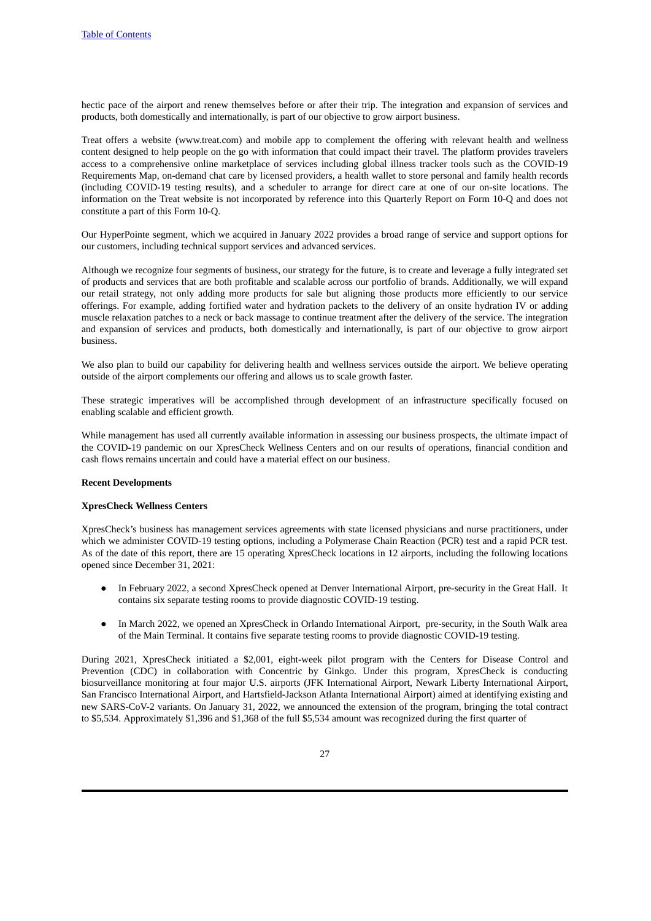hectic pace of the airport and renew themselves before or after their trip. The integration and expansion of services and products, both domestically and internationally, is part of our objective to grow airport business.

Treat offers a website (www.treat.com) and mobile app to complement the offering with relevant health and wellness content designed to help people on the go with information that could impact their travel. The platform provides travelers access to a comprehensive online marketplace of services including global illness tracker tools such as the COVID-19 Requirements Map, on-demand chat care by licensed providers, a health wallet to store personal and family health records (including COVID-19 testing results), and a scheduler to arrange for direct care at one of our on-site locations. The information on the Treat website is not incorporated by reference into this Quarterly Report on Form 10-Q and does not constitute a part of this Form 10-Q.

Our HyperPointe segment, which we acquired in January 2022 provides a broad range of service and support options for our customers, including technical support services and advanced services.

Although we recognize four segments of business, our strategy for the future, is to create and leverage a fully integrated set of products and services that are both profitable and scalable across our portfolio of brands. Additionally, we will expand our retail strategy, not only adding more products for sale but aligning those products more efficiently to our service offerings. For example, adding fortified water and hydration packets to the delivery of an onsite hydration IV or adding muscle relaxation patches to a neck or back massage to continue treatment after the delivery of the service. The integration and expansion of services and products, both domestically and internationally, is part of our objective to grow airport business.

We also plan to build our capability for delivering health and wellness services outside the airport. We believe operating outside of the airport complements our offering and allows us to scale growth faster.

These strategic imperatives will be accomplished through development of an infrastructure specifically focused on enabling scalable and efficient growth.

While management has used all currently available information in assessing our business prospects, the ultimate impact of the COVID-19 pandemic on our XpresCheck Wellness Centers and on our results of operations, financial condition and cash flows remains uncertain and could have a material effect on our business.

**Recent Developments**

**XpresCheck Wellness Centers**

XpresCheck's business has management services agreements with state licensed physicians and nurse practitioners, under which we administer COVID-19 testing options, including a Polymerase Chain Reaction (PCR) test and a rapid PCR test. As of the date of this report, there are 15 operating XpresCheck locations in 12 airports, including the following locations opened since December 31, 2021:

- In February 2022, a second XpresCheck opened at Denver International Airport, pre-security in the Great Hall. It contains six separate testing rooms to provide diagnostic COVID-19 testing.
- In March 2022, we opened an XpresCheck in Orlando International Airport, pre-security, in the South Walk area of the Main Terminal. It contains five separate testing rooms to provide diagnostic COVID-19 testing.

During 2021, XpresCheck initiated a $2,001, eight-week pilot program with the Centers for Disease Control and Prevention (CDC) in collaboration with Concentric by Ginkgo. Under this program, XpresCheck is conducting biosurveillance monitoring at four major U.S. airports (JFK International Airport, Newark Liberty International Airport, San Francisco International Airport, and Hartsfield-Jackson Atlanta International Airport) aimed at identifying existing and new SARS-CoV-2 variants. On January 31, 2022, we announced the extension of the program, bringing the total contract to $5,534. Approximately $1,396 and $1,368 of the full $5,534 amount was recognized during the first quarter of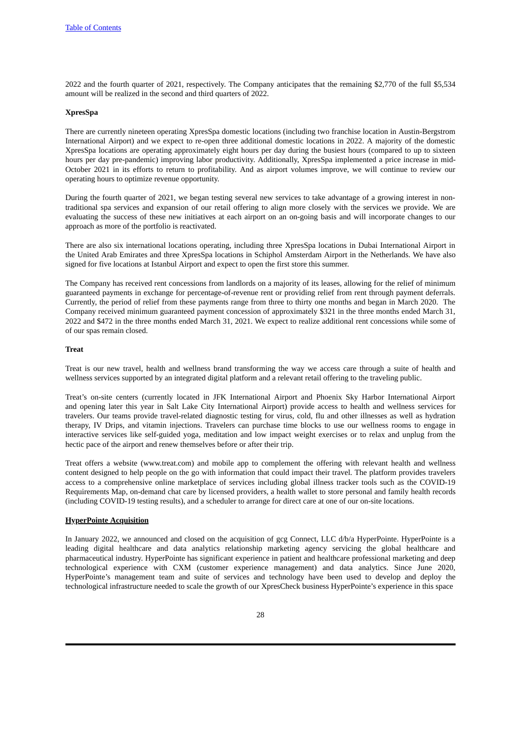2022 and the fourth quarter of 2021, respectively. The Company anticipates that the remaining $2,770 of the full $5,534 amount will be realized in the second and third quarters of 2022.

**XpresSpa**

There are currently nineteen operating XpresSpa domestic locations (including two franchise location in Austin-Bergstrom International Airport) and we expect to re-open three additional domestic locations in 2022. A majority of the domestic XpresSpa locations are operating approximately eight hours per day during the busiest hours (compared to up to sixteen hours per day pre-pandemic) improving labor productivity. Additionally, XpresSpa implemented a price increase in mid-October 2021 in its efforts to return to profitability. And as airport volumes improve, we will continue to review our operating hours to optimize revenue opportunity.

During the fourth quarter of 2021, we began testing several new services to take advantage of a growing interest in non-traditional spa services and expansion of our retail offering to align more closely with the services we provide. We are evaluating the success of these new initiatives at each airport on an on-going basis and will incorporate changes to our approach as more of the portfolio is reactivated.

There are also six international locations operating, including three XpresSpa locations in Dubai International Airport in the United Arab Emirates and three XpresSpa locations in Schiphol Amsterdam Airport in the Netherlands. We have also signed for five locations at Istanbul Airport and expect to open the first store this summer.

The Company has received rent concessions from landlords on a majority of its leases, allowing for the relief of minimum guaranteed payments in exchange for percentage-of-revenue rent or providing relief from rent through payment deferrals. Currently, the period of relief from these payments range from three to thirty one months and began in March 2020. The Company received minimum guaranteed payment concession of approximately $321 in the three months ended March 31, 2022 and $472 in the three months ended March 31, 2021. We expect to realize additional rent concessions while some of of our spas remain closed.

**Treat**

Treat is our new travel, health and wellness brand transforming the way we access care through a suite of health and wellness services supported by an integrated digital platform and a relevant retail offering to the traveling public.

Treat's on-site centers (currently located in JFK International Airport and Phoenix Sky Harbor International Airport and opening later this year in Salt Lake City International Airport) provide access to health and wellness services for travelers. Our teams provide travel-related diagnostic testing for virus, cold, flu and other illnesses as well as hydration therapy, IV Drips, and vitamin injections. Travelers can purchase time blocks to use our wellness rooms to engage in interactive services like self-guided yoga, meditation and low impact weight exercises or to relax and unplug from the hectic pace of the airport and renew themselves before or after their trip.

Treat offers a website (www.treat.com) and mobile app to complement the offering with relevant health and wellness content designed to help people on the go with information that could impact their travel. The platform provides travelers access to a comprehensive online marketplace of services including global illness tracker tools such as the COVID-19 Requirements Map, on-demand chat care by licensed providers, a health wallet to store personal and family health records (including COVID-19 testing results), and a scheduler to arrange for direct care at one of our on-site locations.

**HyperPointe Acquisition**

In January 2022, we announced and closed on the acquisition of gcg Connect, LLC d/b/a HyperPointe. HyperPointe is a leading digital healthcare and data analytics relationship marketing agency servicing the global healthcare and pharmaceutical industry. HyperPointe has significant experience in patient and healthcare professional marketing and deep technological experience with CXM (customer experience management) and data analytics. Since June 2020, HyperPointe's management team and suite of services and technology have been used to develop and deploy the technological infrastructure needed to scale the growth of our XpresCheck business HyperPointe's experience in this space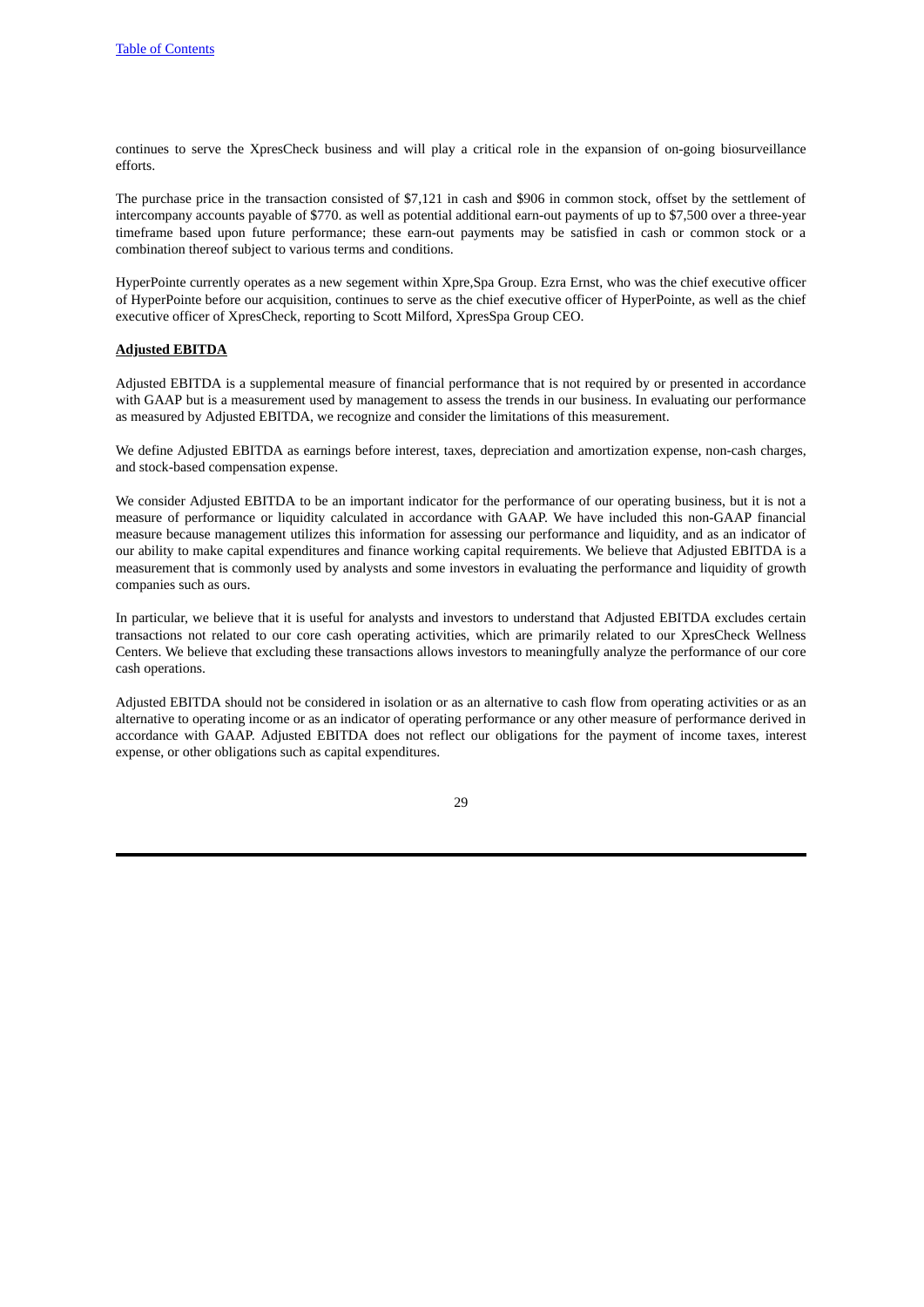continues to serve the XpresCheck business and will play a critical role in the expansion of on-going biosurveillance efforts.

The purchase price in the transaction consisted of $7,121 in cash and $906 in common stock, offset by the settlement of intercompany accounts payable of $770. as well as potential additional earn-out payments of up to $7,500 over a three-year timeframe based upon future performance; these earn-out payments may be satisfied in cash or common stock or a combination thereof subject to various terms and conditions.

HyperPointe currently operates as a new segement within Xpre,Spa Group. Ezra Ernst, who was the chief executive officer of HyperPointe before our acquisition, continues to serve as the chief executive officer of HyperPointe, as well as the chief executive officer of XpresCheck, reporting to Scott Milford, XpresSpa Group CEO.

**Adjusted EBITDA**

Adjusted EBITDA is a supplemental measure of financial performance that is not required by or presented in accordance with GAAP but is a measurement used by management to assess the trends in our business. In evaluating our performance as measured by Adjusted EBITDA, we recognize and consider the limitations of this measurement.

We define Adjusted EBITDA as earnings before interest, taxes, depreciation and amortization expense, non-cash charges, and stock-based compensation expense.

We consider Adjusted EBITDA to be an important indicator for the performance of our operating business, but it is not a measure of performance or liquidity calculated in accordance with GAAP. We have included this non-GAAP financial measure because management utilizes this information for assessing our performance and liquidity, and as an indicator of our ability to make capital expenditures and finance working capital requirements. We believe that Adjusted EBITDA is a measurement that is commonly used by analysts and some investors in evaluating the performance and liquidity of growth companies such as ours.

In particular, we believe that it is useful for analysts and investors to understand that Adjusted EBITDA excludes certain transactions not related to our core cash operating activities, which are primarily related to our XpresCheck Wellness Centers. We believe that excluding these transactions allows investors to meaningfully analyze the performance of our core cash operations.

Adjusted EBITDA should not be considered in isolation or as an alternative to cash flow from operating activities or as an alternative to operating income or as an indicator of operating performance or any other measure of performance derived in accordance with GAAP. Adjusted EBITDA does not reflect our obligations for the payment of income taxes, interest expense, or other obligations such as capital expenditures.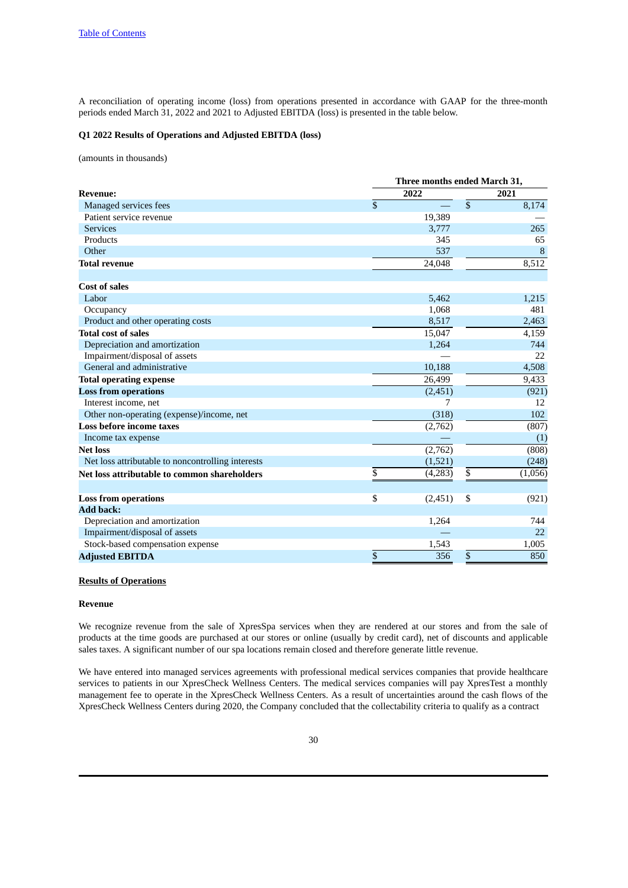[Table of Contents](#)

A reconciliation of operating income (loss) from operations presented in accordance with GAAP for the three-month periods ended March 31, 2022 and 2021 to Adjusted EBITDA (loss) is presented in the table below.

**Q1 2022 Results of Operations and Adjusted EBITDA (loss)**

(amounts in thousands)

| | Three months ended March 31, | |
|---|---|---|
| **Revenue:** | **2022** | **2021** |
| Managed services fees | $ — | $ 8,174 |
| Patient service revenue | 19,389 | — |
| Services | 3,777 | 265 |
| Products | 345 | 65 |
| Other | 537 | 8 |
| **Total revenue** | 24,048 | 8,512 |
| | | |
| **Cost of sales** | | |
| Labor | 5,462 | 1,215 |
| Occupancy | 1,068 | 481 |
| Product and other operating costs | 8,517 | 2,463 |
| **Total cost of sales** | 15,047 | 4,159 |
| Depreciation and amortization | 1,264 | 744 |
| Impairment/disposal of assets | — | 22 |
| General and administrative | 10,188 | 4,508 |
| **Total operating expense** | 26,499 | 9,433 |
| **Loss from operations** | (2,451) | (921) |
| Interest income, net | 7 | 12 |
| Other non-operating (expense)/income, net | (318) | 102 |
| **Loss before income taxes** | (2,762) | (807) |
| Income tax expense | — | (1) |
| **Net loss** | (2,762) | (808) |
| Net loss attributable to noncontrolling interests | (1,521) | (248) |
| **Net loss attributable to common shareholders** | $ (4,283) | $ (1,056) |
| | | |
| **Loss from operations** | $ (2,451) | $ (921) |
| **Add back:** | | |
| Depreciation and amortization | 1,264 | 744 |
| Impairment/disposal of assets | — | 22 |
| Stock-based compensation expense | 1,543 | 1,005 |
| **Adjusted EBITDA** | $ 356 | $ 850 |

**Results of Operations**

**Revenue**

We recognize revenue from the sale of XpresSpa services when they are rendered at our stores and from the sale of products at the time goods are purchased at our stores or online (usually by credit card), net of discounts and applicable sales taxes. A significant number of our spa locations remain closed and therefore generate little revenue.

We have entered into managed services agreements with professional medical services companies that provide healthcare services to patients in our XpresCheck Wellness Centers. The medical services companies will pay XpresTest a monthly management fee to operate in the XpresCheck Wellness Centers. As a result of uncertainties around the cash flows of the XpresCheck Wellness Centers during 2020, the Company concluded that the collectability criteria to qualify as a contract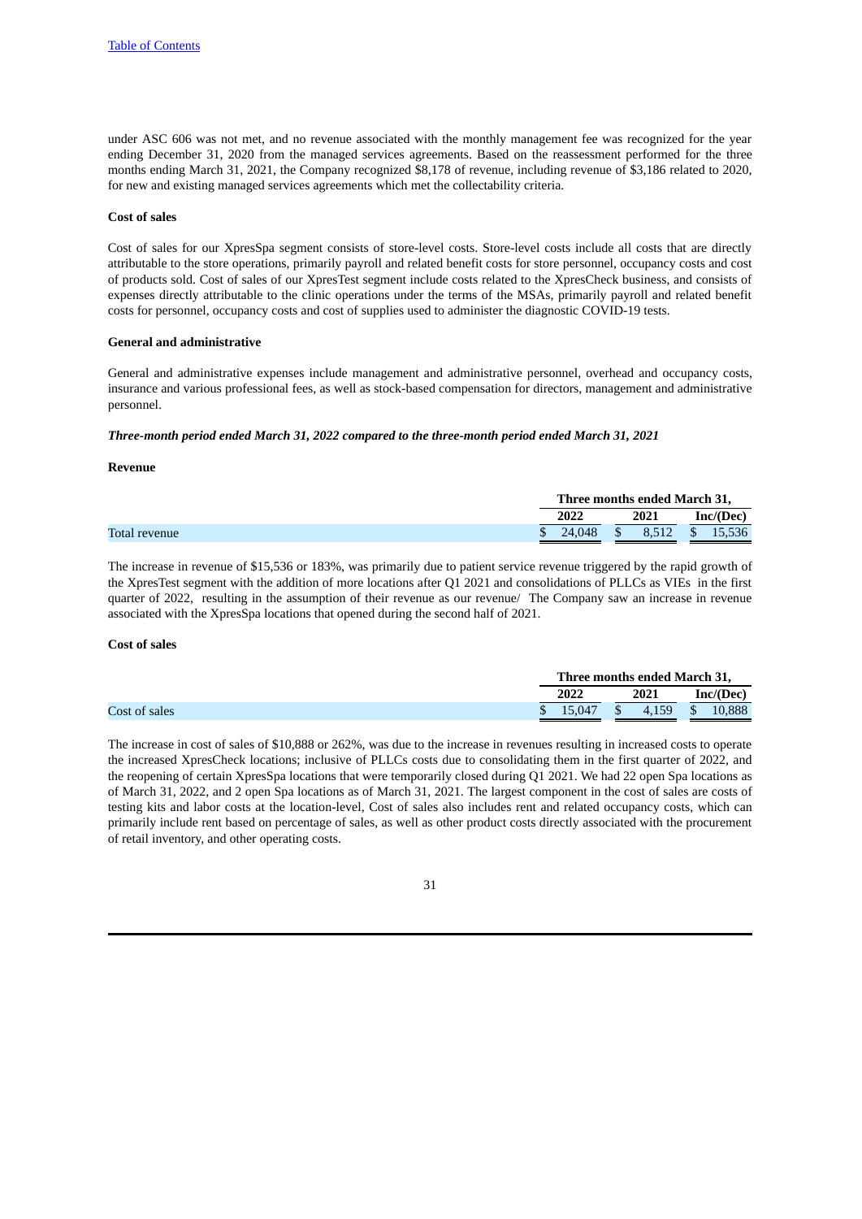under ASC 606 was not met, and no revenue associated with the monthly management fee was recognized for the year ending December 31, 2020 from the managed services agreements. Based on the reassessment performed for the three months ending March 31, 2021, the Company recognized $8,178 of revenue, including revenue of $3,186 related to 2020, for new and existing managed services agreements which met the collectability criteria.

**Cost of sales**

Cost of sales for our XpresSpa segment consists of store-level costs. Store-level costs include all costs that are directly attributable to the store operations, primarily payroll and related benefit costs for store personnel, occupancy costs and cost of products sold. Cost of sales of our XpresTest segment include costs related to the XpresCheck business, and consists of expenses directly attributable to the clinic operations under the terms of the MSAs, primarily payroll and related benefit costs for personnel, occupancy costs and cost of supplies used to administer the diagnostic COVID-19 tests.

**General and administrative**

General and administrative expenses include management and administrative personnel, overhead and occupancy costs, insurance and various professional fees, as well as stock-based compensation for directors, management and administrative personnel.

***Three-month period ended March 31, 2022 compared to the three-month period ended March 31, 2021***

**Revenue**

| | Three months ended March 31, | | |
|---|---|---|---|
| | 2022 | 2021 | Inc/(Dec) |
| Total revenue | $ 24,048 | $ 8,512 | $ 15,536 |

The increase in revenue of $15,536 or 183%, was primarily due to patient service revenue triggered by the rapid growth of the XpresTest segment with the addition of more locations after Q1 2021 and consolidations of PLLCs as VIEs in the first quarter of 2022, resulting in the assumption of their revenue as our revenue/ The Company saw an increase in revenue associated with the XpresSpa locations that opened during the second half of 2021.

**Cost of sales**

| | Three months ended March 31, | | |
|---|---|---|---|
| | 2022 | 2021 | Inc/(Dec) |
| Cost of sales | $ 15,047 | $ 4,159 | $ 10,888 |

The increase in cost of sales of $10,888 or 262%, was due to the increase in revenues resulting in increased costs to operate the increased XpresCheck locations; inclusive of PLLCs costs due to consolidating them in the first quarter of 2022, and the reopening of certain XpresSpa locations that were temporarily closed during Q1 2021. We had 22 open Spa locations as of March 31, 2022, and 2 open Spa locations as of March 31, 2021. The largest component in the cost of sales are costs of testing kits and labor costs at the location-level, Cost of sales also includes rent and related occupancy costs, which can primarily include rent based on percentage of sales, as well as other product costs directly associated with the procurement of retail inventory, and other operating costs.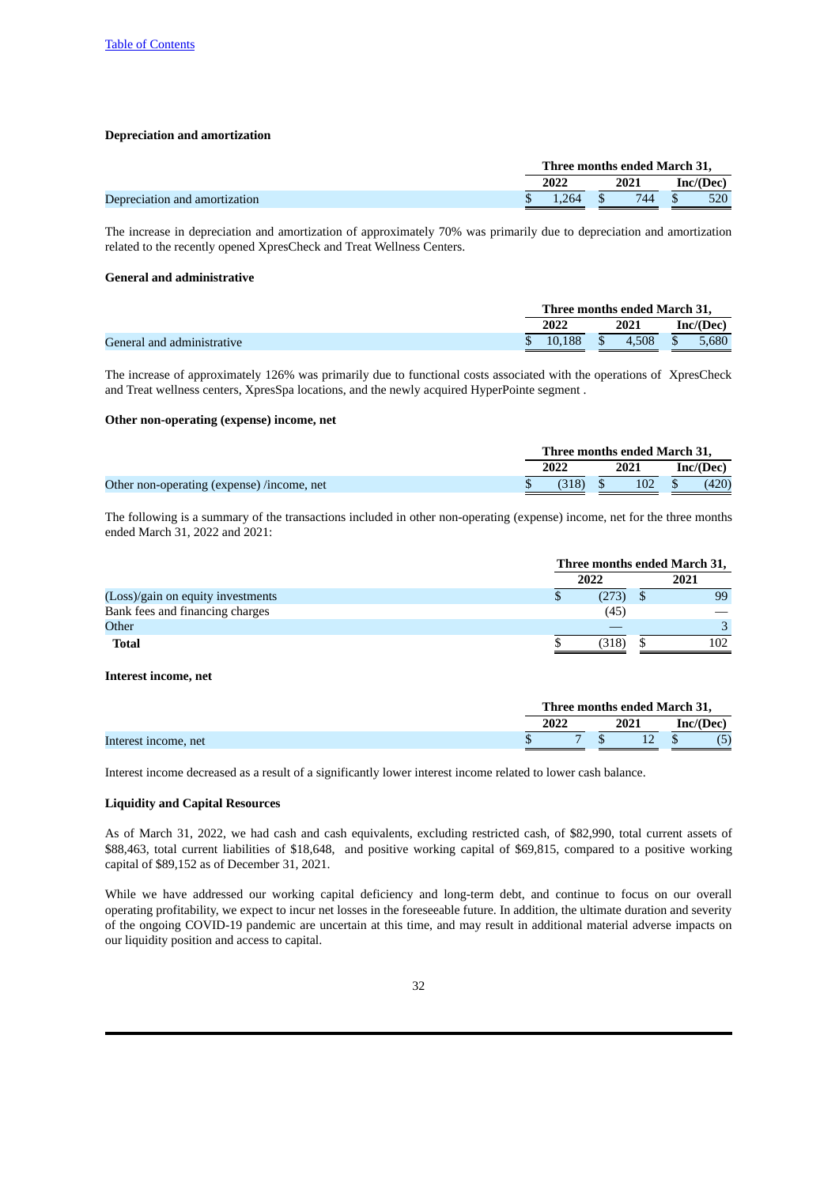**Depreciation and amortization**

| | Three months ended March 31, | | |
|---|---|---|---|
| | 2022 | 2021 | Inc/(Dec) |
| Depreciation and amortization | $ 1,264 | $ 744 | $ 520 |

The increase in depreciation and amortization of approximately 70% was primarily due to depreciation and amortization related to the recently opened XpresCheck and Treat Wellness Centers.

**General and administrative**

| | Three months ended March 31, | | |
|---|---|---|---|
| | 2022 | 2021 | Inc/(Dec) |
| General and administrative | $ 10,188 | $ 4,508 | $ 5,680 |

The increase of approximately 126% was primarily due to functional costs associated with the operations of XpresCheck and Treat wellness centers, XpresSpa locations, and the newly acquired HyperPointe segment .

**Other non-operating (expense) income, net**

| | Three months ended March 31, | | |
|---|---|---|---|
| | 2022 | 2021 | Inc/(Dec) |
| Other non-operating (expense) /income, net | $ (318) | $ 102 | $ (420) |

The following is a summary of the transactions included in other non-operating (expense) income, net for the three months ended March 31, 2022 and 2021:

| | Three months ended March 31, | |
|---|---|---|
| | 2022 | 2021 |
| (Loss)/gain on equity investments | $ (273) | $ 99 |
| Bank fees and financing charges | (45) | — |
| Other | — | 3 |
| **Total** | $ (318) | $ 102 |

**Interest income, net**

| | Three months ended March 31, | | |
|---|---|---|---|
| | 2022 | 2021 | Inc/(Dec) |
| Interest income, net | $ 7 | $ 12 | $ (5) |

Interest income decreased as a result of a significantly lower interest income related to lower cash balance.

**Liquidity and Capital Resources**

As of March 31, 2022, we had cash and cash equivalents, excluding restricted cash, of $82,990, total current assets of $88,463, total current liabilities of $18,648, and positive working capital of $69,815, compared to a positive working capital of $89,152 as of December 31, 2021.

While we have addressed our working capital deficiency and long-term debt, and continue to focus on our overall operating profitability, we expect to incur net losses in the foreseeable future. In addition, the ultimate duration and severity of the ongoing COVID-19 pandemic are uncertain at this time, and may result in additional material adverse impacts on our liquidity position and access to capital.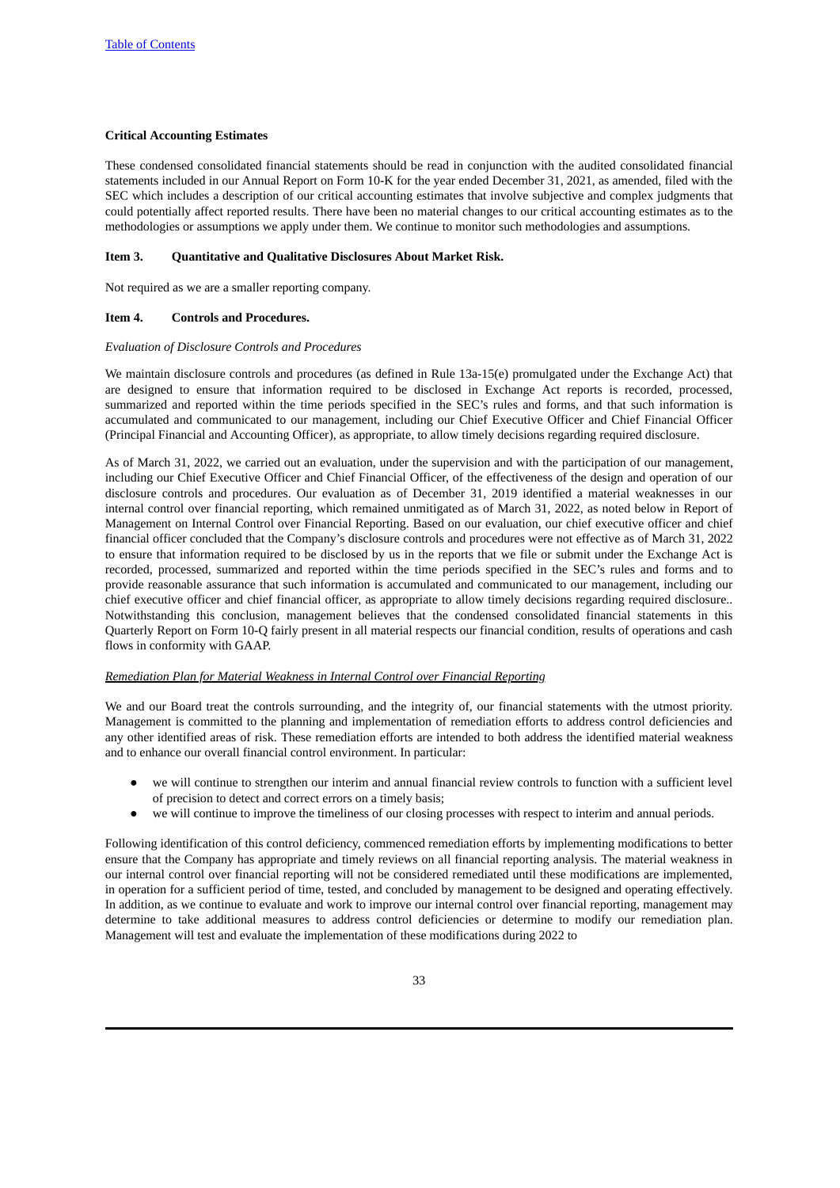### Critical Accounting Estimates

These condensed consolidated financial statements should be read in conjunction with the audited consolidated financial statements included in our Annual Report on Form 10-K for the year ended December 31, 2021, as amended, filed with the SEC which includes a description of our critical accounting estimates that involve subjective and complex judgments that could potentially affect reported results. There have been no material changes to our critical accounting estimates as to the methodologies or assumptions we apply under them. We continue to monitor such methodologies and assumptions.

### Item 3. Quantitative and Qualitative Disclosures About Market Risk.

Not required as we are a smaller reporting company.

### Item 4. Controls and Procedures.

*Evaluation of Disclosure Controls and Procedures*

We maintain disclosure controls and procedures (as defined in Rule 13a-15(e) promulgated under the Exchange Act) that are designed to ensure that information required to be disclosed in Exchange Act reports is recorded, processed, summarized and reported within the time periods specified in the SEC's rules and forms, and that such information is accumulated and communicated to our management, including our Chief Executive Officer and Chief Financial Officer (Principal Financial and Accounting Officer), as appropriate, to allow timely decisions regarding required disclosure.

As of March 31, 2022, we carried out an evaluation, under the supervision and with the participation of our management, including our Chief Executive Officer and Chief Financial Officer, of the effectiveness of the design and operation of our disclosure controls and procedures. Our evaluation as of December 31, 2019 identified a material weaknesses in our internal control over financial reporting, which remained unmitigated as of March 31, 2022, as noted below in Report of Management on Internal Control over Financial Reporting. Based on our evaluation, our chief executive officer and chief financial officer concluded that the Company's disclosure controls and procedures were not effective as of March 31, 2022 to ensure that information required to be disclosed by us in the reports that we file or submit under the Exchange Act is recorded, processed, summarized and reported within the time periods specified in the SEC's rules and forms and to provide reasonable assurance that such information is accumulated and communicated to our management, including our chief executive officer and chief financial officer, as appropriate to allow timely decisions regarding required disclosure.. Notwithstanding this conclusion, management believes that the condensed consolidated financial statements in this Quarterly Report on Form 10-Q fairly present in all material respects our financial condition, results of operations and cash flows in conformity with GAAP.

*Remediation Plan for Material Weakness in Internal Control over Financial Reporting*

We and our Board treat the controls surrounding, and the integrity of, our financial statements with the utmost priority. Management is committed to the planning and implementation of remediation efforts to address control deficiencies and any other identified areas of risk. These remediation efforts are intended to both address the identified material weakness and to enhance our overall financial control environment. In particular:

- we will continue to strengthen our interim and annual financial review controls to function with a sufficient level of precision to detect and correct errors on a timely basis;
- we will continue to improve the timeliness of our closing processes with respect to interim and annual periods.

Following identification of this control deficiency, commenced remediation efforts by implementing modifications to better ensure that the Company has appropriate and timely reviews on all financial reporting analysis. The material weakness in our internal control over financial reporting will not be considered remediated until these modifications are implemented, in operation for a sufficient period of time, tested, and concluded by management to be designed and operating effectively. In addition, as we continue to evaluate and work to improve our internal control over financial reporting, management may determine to take additional measures to address control deficiencies or determine to modify our remediation plan. Management will test and evaluate the implementation of these modifications during 2022 to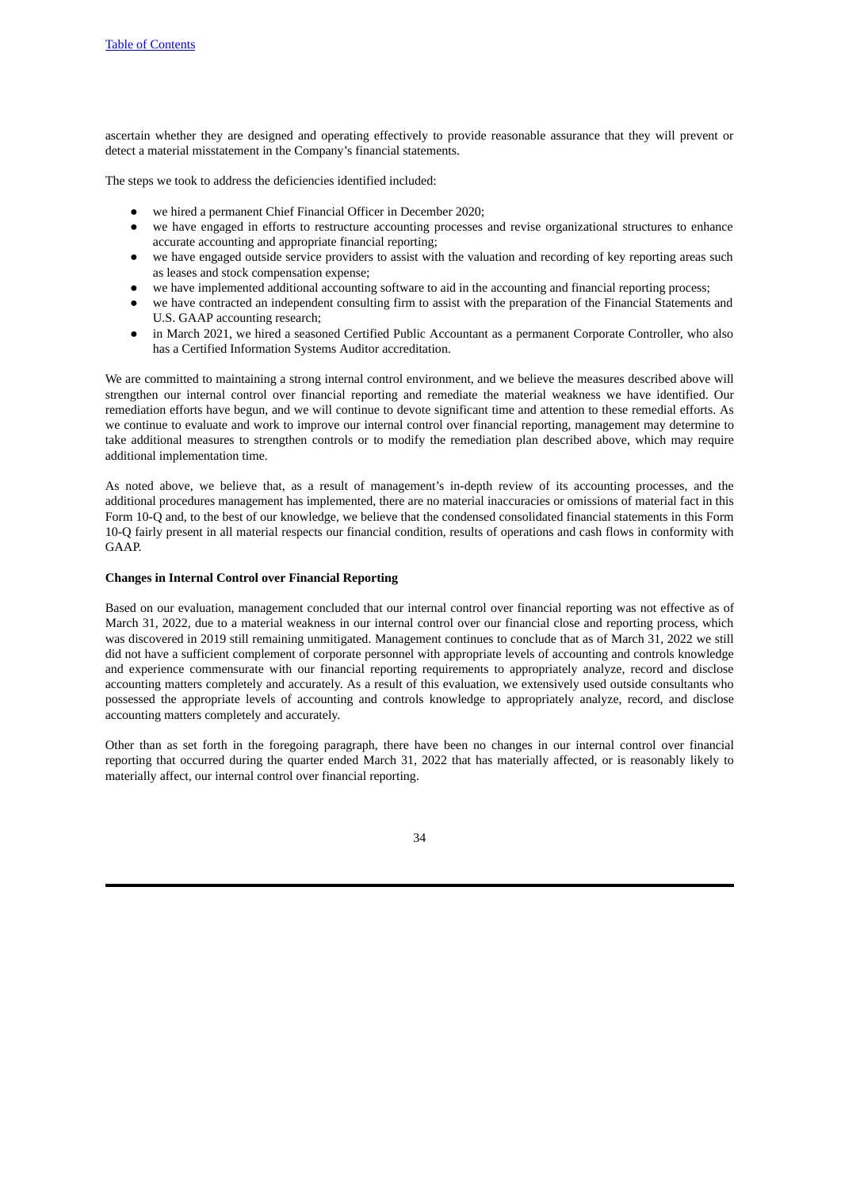ascertain whether they are designed and operating effectively to provide reasonable assurance that they will prevent or detect a material misstatement in the Company's financial statements.

The steps we took to address the deficiencies identified included:

- we hired a permanent Chief Financial Officer in December 2020;
- we have engaged in efforts to restructure accounting processes and revise organizational structures to enhance accurate accounting and appropriate financial reporting;
- we have engaged outside service providers to assist with the valuation and recording of key reporting areas such as leases and stock compensation expense;
- we have implemented additional accounting software to aid in the accounting and financial reporting process;
- we have contracted an independent consulting firm to assist with the preparation of the Financial Statements and U.S. GAAP accounting research;
- in March 2021, we hired a seasoned Certified Public Accountant as a permanent Corporate Controller, who also has a Certified Information Systems Auditor accreditation.

We are committed to maintaining a strong internal control environment, and we believe the measures described above will strengthen our internal control over financial reporting and remediate the material weakness we have identified. Our remediation efforts have begun, and we will continue to devote significant time and attention to these remedial efforts. As we continue to evaluate and work to improve our internal control over financial reporting, management may determine to take additional measures to strengthen controls or to modify the remediation plan described above, which may require additional implementation time.

As noted above, we believe that, as a result of management's in-depth review of its accounting processes, and the additional procedures management has implemented, there are no material inaccuracies or omissions of material fact in this Form 10-Q and, to the best of our knowledge, we believe that the condensed consolidated financial statements in this Form 10-Q fairly present in all material respects our financial condition, results of operations and cash flows in conformity with GAAP.

**Changes in Internal Control over Financial Reporting**

Based on our evaluation, management concluded that our internal control over financial reporting was not effective as of March 31, 2022, due to a material weakness in our internal control over our financial close and reporting process, which was discovered in 2019 still remaining unmitigated. Management continues to conclude that as of March 31, 2022 we still did not have a sufficient complement of corporate personnel with appropriate levels of accounting and controls knowledge and experience commensurate with our financial reporting requirements to appropriately analyze, record and disclose accounting matters completely and accurately. As a result of this evaluation, we extensively used outside consultants who possessed the appropriate levels of accounting and controls knowledge to appropriately analyze, record, and disclose accounting matters completely and accurately.

Other than as set forth in the foregoing paragraph, there have been no changes in our internal control over financial reporting that occurred during the quarter ended March 31, 2022 that has materially affected, or is reasonably likely to materially affect, our internal control over financial reporting.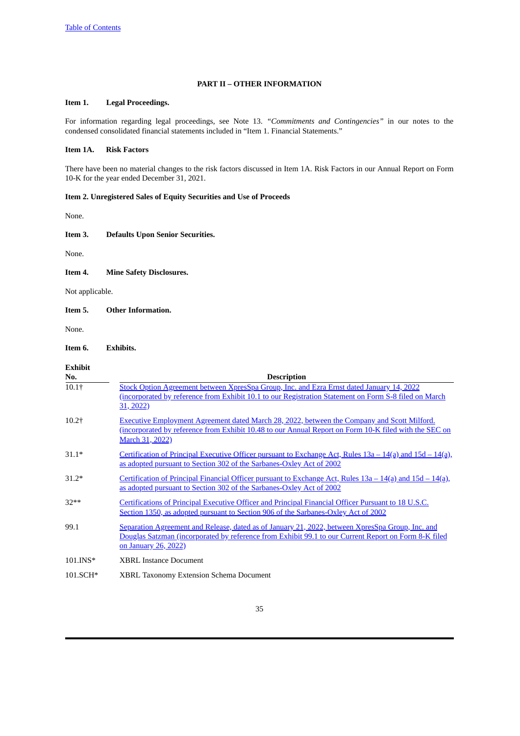[Table of Contents](#)

## PART II – OTHER INFORMATION

### Item 1. Legal Proceedings.

For information regarding legal proceedings, see Note 13. "*Commitments and Contingencies*" in our notes to the condensed consolidated financial statements included in "Item 1. Financial Statements."

### Item 1A. Risk Factors

There have been no material changes to the risk factors discussed in Item 1A. Risk Factors in our Annual Report on Form 10-K for the year ended December 31, 2021.

### Item 2. Unregistered Sales of Equity Securities and Use of Proceeds

None.

### Item 3. Defaults Upon Senior Securities.

None.

### Item 4. Mine Safety Disclosures.

Not applicable.

### Item 5. Other Information.

None.

### Item 6. Exhibits.

| Exhibit No. | Description |
|---|---|
| 10.1† | Stock Option Agreement between XpresSpa Group, Inc. and Ezra Ernst dated January 14, 2022 (incorporated by reference from Exhibit 10.1 to our Registration Statement on Form S-8 filed on March 31, 2022) |
| 10.2† | Executive Employment Agreement dated March 28, 2022, between the Company and Scott Milford. (incorporated by reference from Exhibit 10.48 to our Annual Report on Form 10-K filed with the SEC on March 31, 2022) |
| 31.1* | Certification of Principal Executive Officer pursuant to Exchange Act, Rules 13a – 14(a) and 15d – 14(a), as adopted pursuant to Section 302 of the Sarbanes-Oxley Act of 2002 |
| 31.2* | Certification of Principal Financial Officer pursuant to Exchange Act, Rules 13a – 14(a) and 15d – 14(a), as adopted pursuant to Section 302 of the Sarbanes-Oxley Act of 2002 |
| 32** | Certifications of Principal Executive Officer and Principal Financial Officer Pursuant to 18 U.S.C. Section 1350, as adopted pursuant to Section 906 of the Sarbanes-Oxley Act of 2002 |
| 99.1 | Separation Agreement and Release, dated as of January 21, 2022, between XpresSpa Group, Inc. and Douglas Satzman (incorporated by reference from Exhibit 99.1 to our Current Report on Form 8-K filed on January 26, 2022) |
| 101.INS* | XBRL Instance Document |
| 101.SCH* | XBRL Taxonomy Extension Schema Document |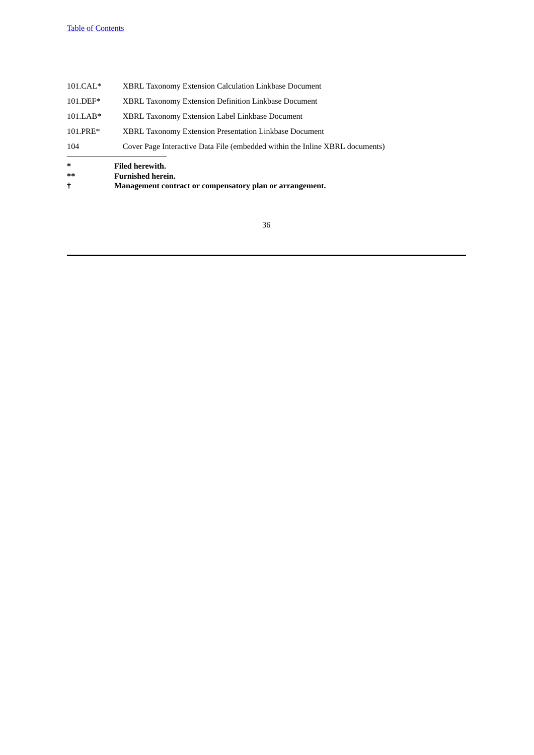| | |
|---|---|
| 101.CAL* | XBRL Taxonomy Extension Calculation Linkbase Document |
| 101.DEF* | XBRL Taxonomy Extension Definition Linkbase Document |
| 101.LAB* | XBRL Taxonomy Extension Label Linkbase Document |
| 101.PRE* | XBRL Taxonomy Extension Presentation Linkbase Document |
| 104 | Cover Page Interactive Data File (embedded within the Inline XBRL documents) |

---

| | |
|---|---|
| * | **Filed herewith.** |
| ** | **Furnished herein.** |
| † | **Management contract or compensatory plan or arrangement.** |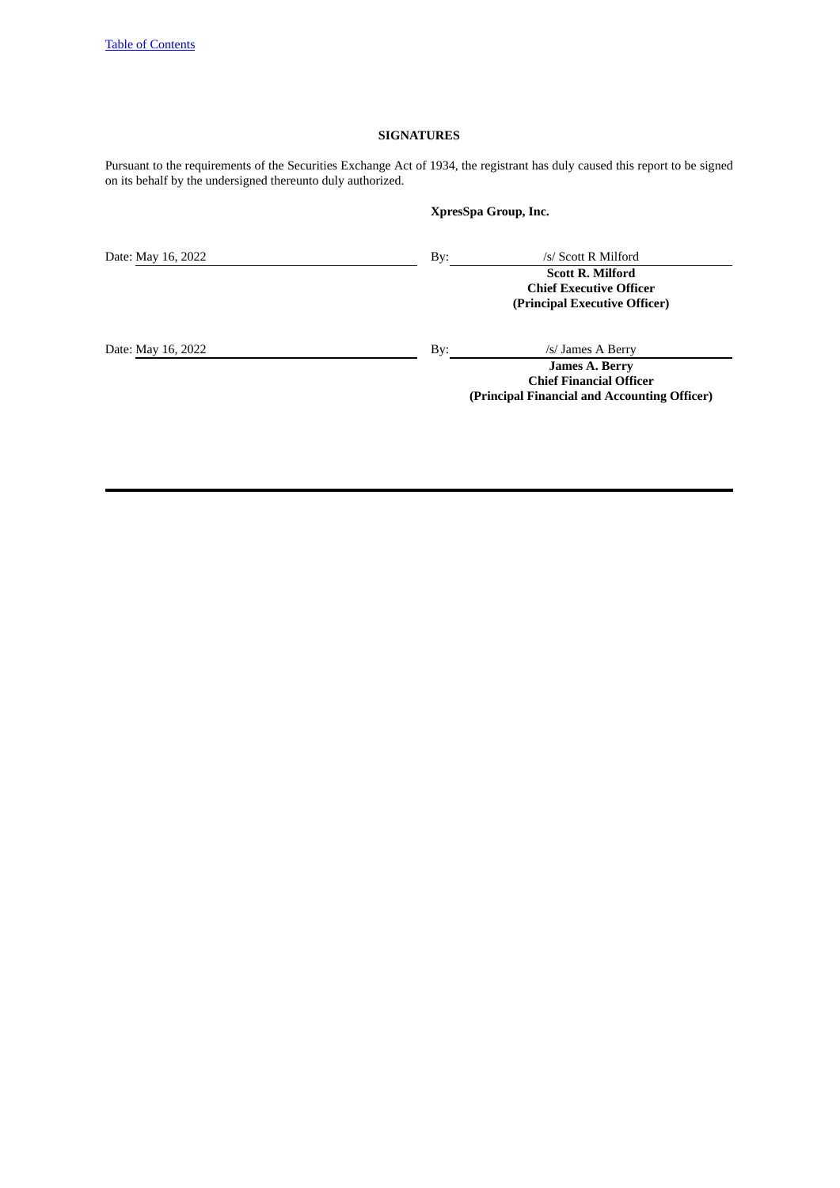## SIGNATURES

Pursuant to the requirements of the Securities Exchange Act of 1934, the registrant has duly caused this report to be signed on its behalf by the undersigned thereunto duly authorized.

**XpresSpa Group, Inc.**

Date: May 16, 2022

By: /s/ Scott R Milford

**Scott R. Milford**
**Chief Executive Officer**
**(Principal Executive Officer)**

Date: May 16, 2022

By: /s/ James A Berry

**James A. Berry**
**Chief Financial Officer**
**(Principal Financial and Accounting Officer)**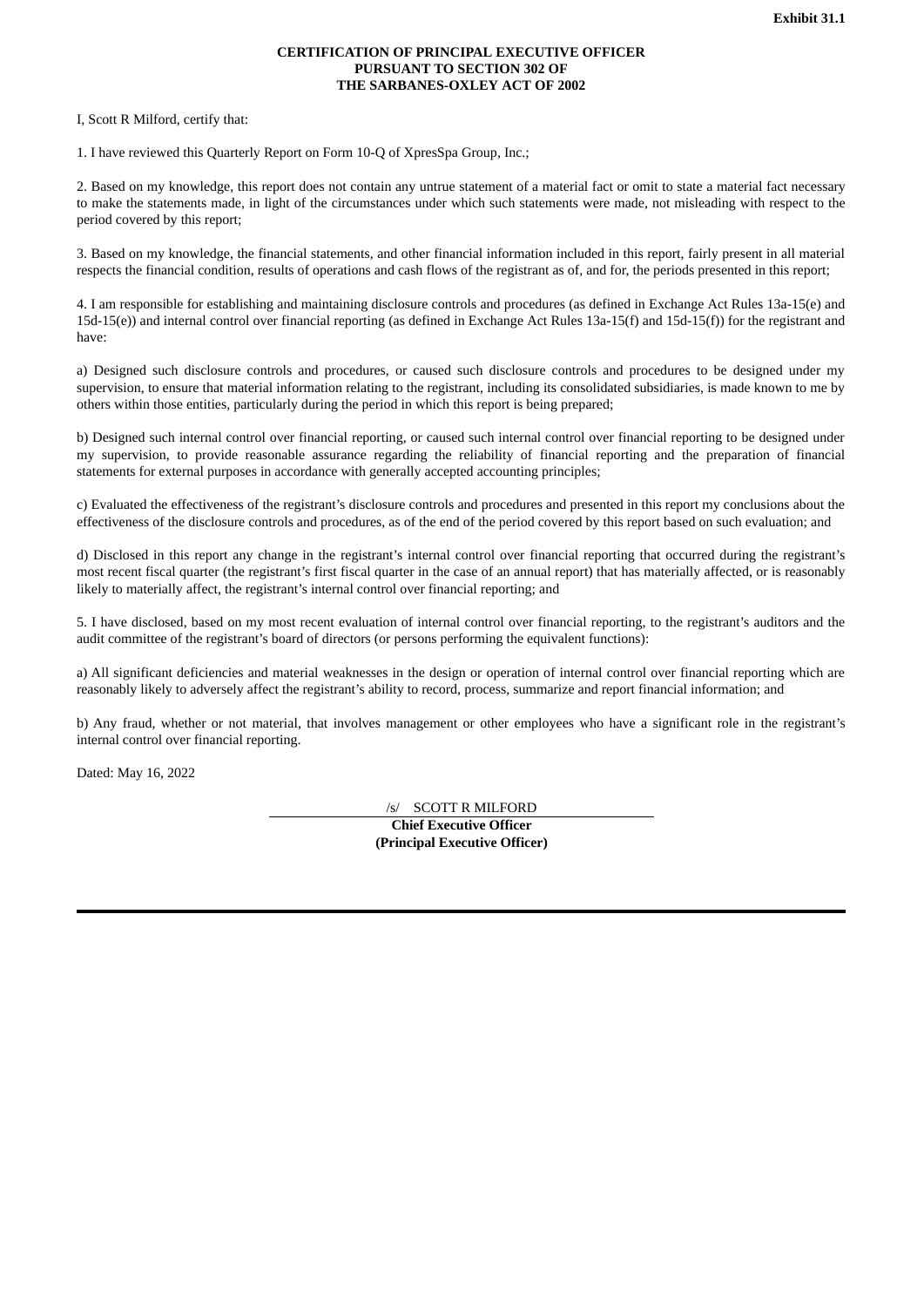**Exhibit 31.1**

**CERTIFICATION OF PRINCIPAL EXECUTIVE OFFICER**
**PURSUANT TO SECTION 302 OF**
**THE SARBANES-OXLEY ACT OF 2002**

I, Scott R Milford, certify that:

1. I have reviewed this Quarterly Report on Form 10-Q of XpresSpa Group, Inc.;

2. Based on my knowledge, this report does not contain any untrue statement of a material fact or omit to state a material fact necessary to make the statements made, in light of the circumstances under which such statements were made, not misleading with respect to the period covered by this report;

3. Based on my knowledge, the financial statements, and other financial information included in this report, fairly present in all material respects the financial condition, results of operations and cash flows of the registrant as of, and for, the periods presented in this report;

4. I am responsible for establishing and maintaining disclosure controls and procedures (as defined in Exchange Act Rules 13a-15(e) and 15d-15(e)) and internal control over financial reporting (as defined in Exchange Act Rules 13a-15(f) and 15d-15(f)) for the registrant and have:

a) Designed such disclosure controls and procedures, or caused such disclosure controls and procedures to be designed under my supervision, to ensure that material information relating to the registrant, including its consolidated subsidiaries, is made known to me by others within those entities, particularly during the period in which this report is being prepared;

b) Designed such internal control over financial reporting, or caused such internal control over financial reporting to be designed under my supervision, to provide reasonable assurance regarding the reliability of financial reporting and the preparation of financial statements for external purposes in accordance with generally accepted accounting principles;

c) Evaluated the effectiveness of the registrant's disclosure controls and procedures and presented in this report my conclusions about the effectiveness of the disclosure controls and procedures, as of the end of the period covered by this report based on such evaluation; and

d) Disclosed in this report any change in the registrant's internal control over financial reporting that occurred during the registrant's most recent fiscal quarter (the registrant's first fiscal quarter in the case of an annual report) that has materially affected, or is reasonably likely to materially affect, the registrant's internal control over financial reporting; and

5. I have disclosed, based on my most recent evaluation of internal control over financial reporting, to the registrant's auditors and the audit committee of the registrant's board of directors (or persons performing the equivalent functions):

a) All significant deficiencies and material weaknesses in the design or operation of internal control over financial reporting which are reasonably likely to adversely affect the registrant's ability to record, process, summarize and report financial information; and

b) Any fraud, whether or not material, that involves management or other employees who have a significant role in the registrant's internal control over financial reporting.

Dated: May 16, 2022

/s/ SCOTT R MILFORD
**Chief Executive Officer**
**(Principal Executive Officer)**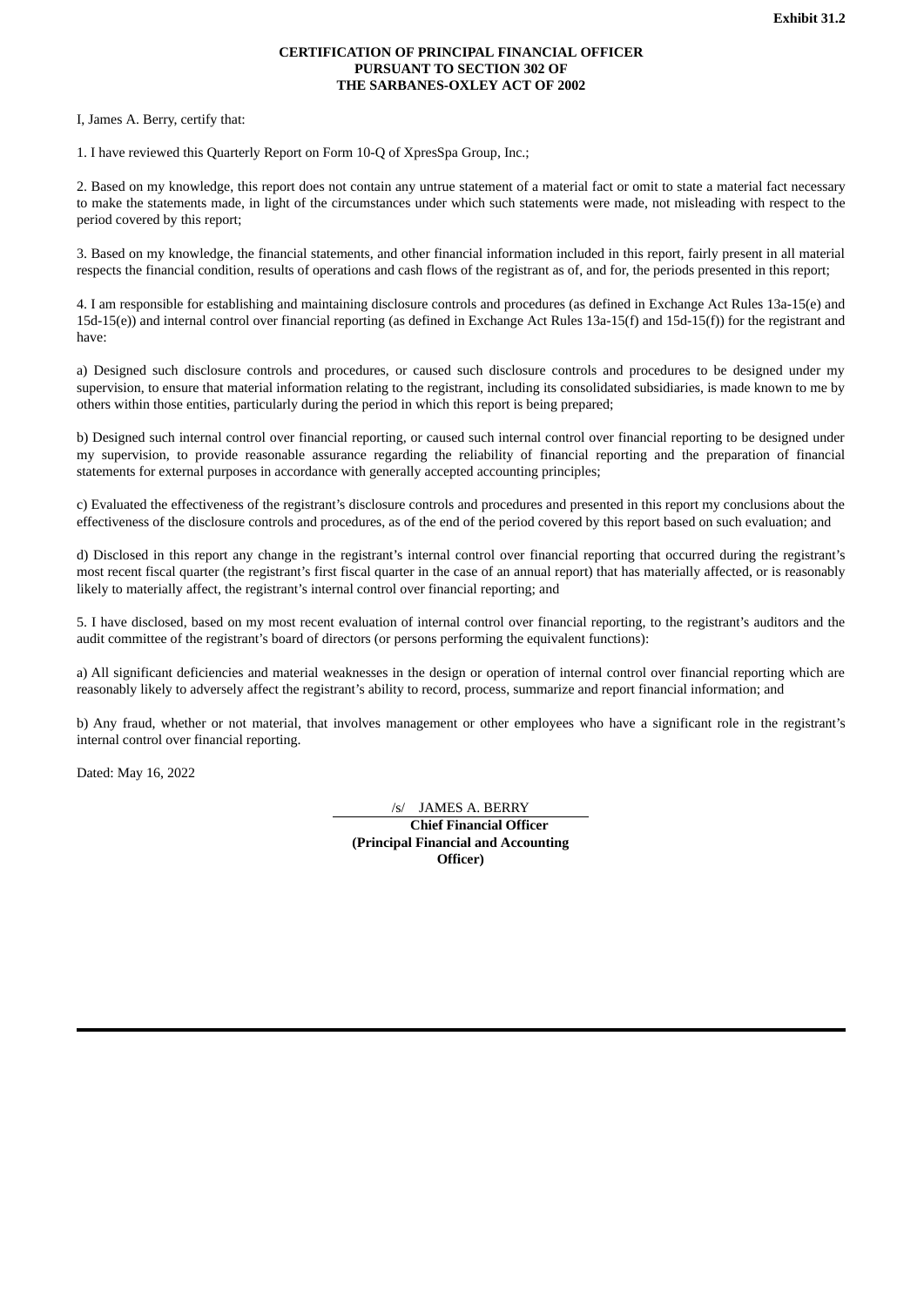**Exhibit 31.2**

**CERTIFICATION OF PRINCIPAL FINANCIAL OFFICER**
**PURSUANT TO SECTION 302 OF**
**THE SARBANES-OXLEY ACT OF 2002**

I, James A. Berry, certify that:

1. I have reviewed this Quarterly Report on Form 10-Q of XpresSpa Group, Inc.;

2. Based on my knowledge, this report does not contain any untrue statement of a material fact or omit to state a material fact necessary to make the statements made, in light of the circumstances under which such statements were made, not misleading with respect to the period covered by this report;

3. Based on my knowledge, the financial statements, and other financial information included in this report, fairly present in all material respects the financial condition, results of operations and cash flows of the registrant as of, and for, the periods presented in this report;

4. I am responsible for establishing and maintaining disclosure controls and procedures (as defined in Exchange Act Rules 13a-15(e) and 15d-15(e)) and internal control over financial reporting (as defined in Exchange Act Rules 13a-15(f) and 15d-15(f)) for the registrant and have:

a) Designed such disclosure controls and procedures, or caused such disclosure controls and procedures to be designed under my supervision, to ensure that material information relating to the registrant, including its consolidated subsidiaries, is made known to me by others within those entities, particularly during the period in which this report is being prepared;

b) Designed such internal control over financial reporting, or caused such internal control over financial reporting to be designed under my supervision, to provide reasonable assurance regarding the reliability of financial reporting and the preparation of financial statements for external purposes in accordance with generally accepted accounting principles;

c) Evaluated the effectiveness of the registrant's disclosure controls and procedures and presented in this report my conclusions about the effectiveness of the disclosure controls and procedures, as of the end of the period covered by this report based on such evaluation; and

d) Disclosed in this report any change in the registrant's internal control over financial reporting that occurred during the registrant's most recent fiscal quarter (the registrant's first fiscal quarter in the case of an annual report) that has materially affected, or is reasonably likely to materially affect, the registrant's internal control over financial reporting; and

5. I have disclosed, based on my most recent evaluation of internal control over financial reporting, to the registrant's auditors and the audit committee of the registrant's board of directors (or persons performing the equivalent functions):

a) All significant deficiencies and material weaknesses in the design or operation of internal control over financial reporting which are reasonably likely to adversely affect the registrant's ability to record, process, summarize and report financial information; and

b) Any fraud, whether or not material, that involves management or other employees who have a significant role in the registrant's internal control over financial reporting.

Dated: May 16, 2022

/s/ JAMES A. BERRY

**Chief Financial Officer**
**(Principal Financial and Accounting Officer)**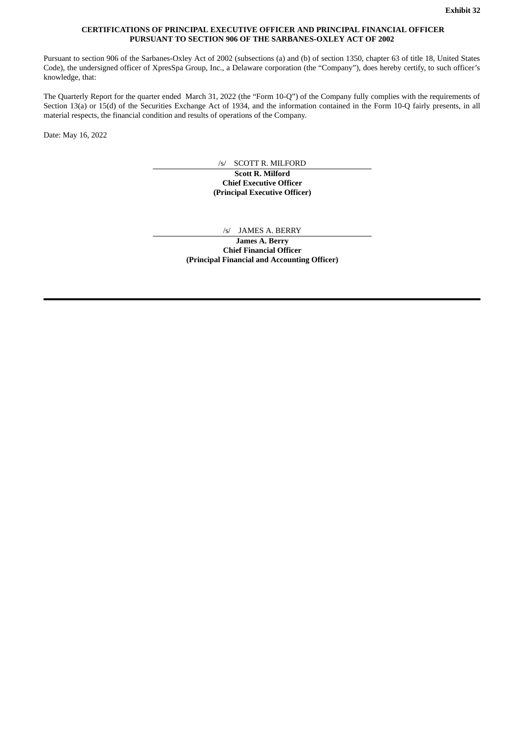**Exhibit 32**

**CERTIFICATIONS OF PRINCIPAL EXECUTIVE OFFICER AND PRINCIPAL FINANCIAL OFFICER PURSUANT TO SECTION 906 OF THE SARBANES-OXLEY ACT OF 2002**

Pursuant to section 906 of the Sarbanes-Oxley Act of 2002 (subsections (a) and (b) of section 1350, chapter 63 of title 18, United States Code), the undersigned officer of XpresSpa Group, Inc., a Delaware corporation (the "Company"), does hereby certify, to such officer's knowledge, that:

The Quarterly Report for the quarter ended March 31, 2022 (the "Form 10-Q") of the Company fully complies with the requirements of Section 13(a) or 15(d) of the Securities Exchange Act of 1934, and the information contained in the Form 10-Q fairly presents, in all material respects, the financial condition and results of operations of the Company.

Date: May 16, 2022

/s/ SCOTT R. MILFORD

**Scott R. Milford**
**Chief Executive Officer**
**(Principal Executive Officer)**

/s/ JAMES A. BERRY

**James A. Berry**
**Chief Financial Officer**
**(Principal Financial and Accounting Officer)**